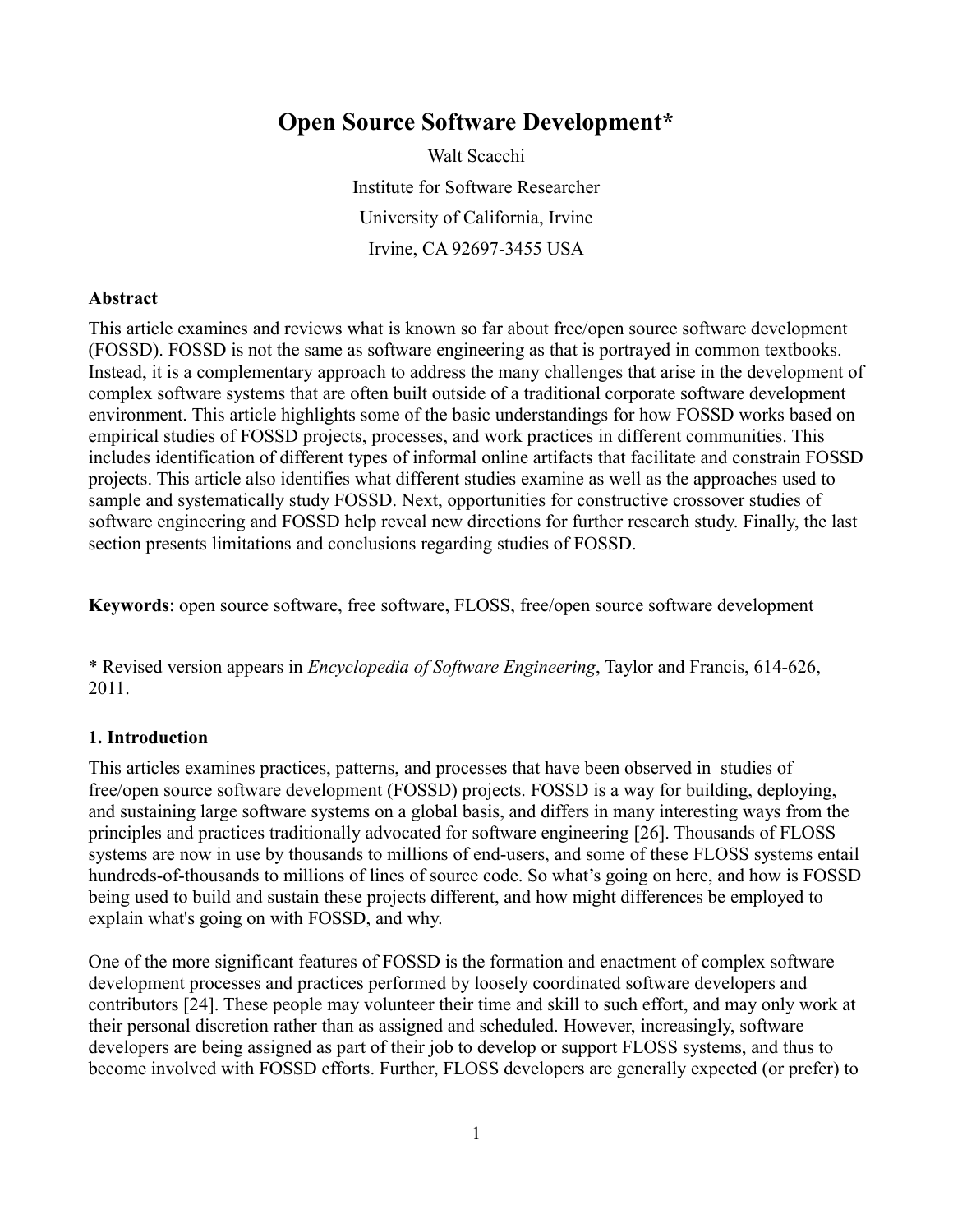# Open Source Software Development*

Walt Scacchi

Institute for Software Researcher

University of California, Irvine

Irvine, CA 92697-3455 USA

**Abstract**

This article examines and reviews what is known so far about free/open source software development (FOSSD). FOSSD is not the same as software engineering as that is portrayed in common textbooks. Instead, it is a complementary approach to address the many challenges that arise in the development of complex software systems that are often built outside of a traditional corporate software development environment. This article highlights some of the basic understandings for how FOSSD works based on empirical studies of FOSSD projects, processes, and work practices in different communities. This includes identification of different types of informal online artifacts that facilitate and constrain FOSSD projects. This article also identifies what different studies examine as well as the approaches used to sample and systematically study FOSSD. Next, opportunities for constructive crossover studies of software engineering and FOSSD help reveal new directions for further research study. Finally, the last section presents limitations and conclusions regarding studies of FOSSD.

**Keywords**: open source software, free software, FLOSS, free/open source software development

* Revised version appears in *Encyclopedia of Software Engineering*, Taylor and Francis, 614-626, 2011.

## 1. Introduction

This articles examines practices, patterns, and processes that have been observed in studies of free/open source software development (FOSSD) projects. FOSSD is a way for building, deploying, and sustaining large software systems on a global basis, and differs in many interesting ways from the principles and practices traditionally advocated for software engineering [26]. Thousands of FLOSS systems are now in use by thousands to millions of end-users, and some of these FLOSS systems entail hundreds-of-thousands to millions of lines of source code. So what's going on here, and how is FOSSD being used to build and sustain these projects different, and how might differences be employed to explain what's going on with FOSSD, and why.

One of the more significant features of FOSSD is the formation and enactment of complex software development processes and practices performed by loosely coordinated software developers and contributors [24]. These people may volunteer their time and skill to such effort, and may only work at their personal discretion rather than as assigned and scheduled. However, increasingly, software developers are being assigned as part of their job to develop or support FLOSS systems, and thus to become involved with FOSSD efforts. Further, FLOSS developers are generally expected (or prefer) to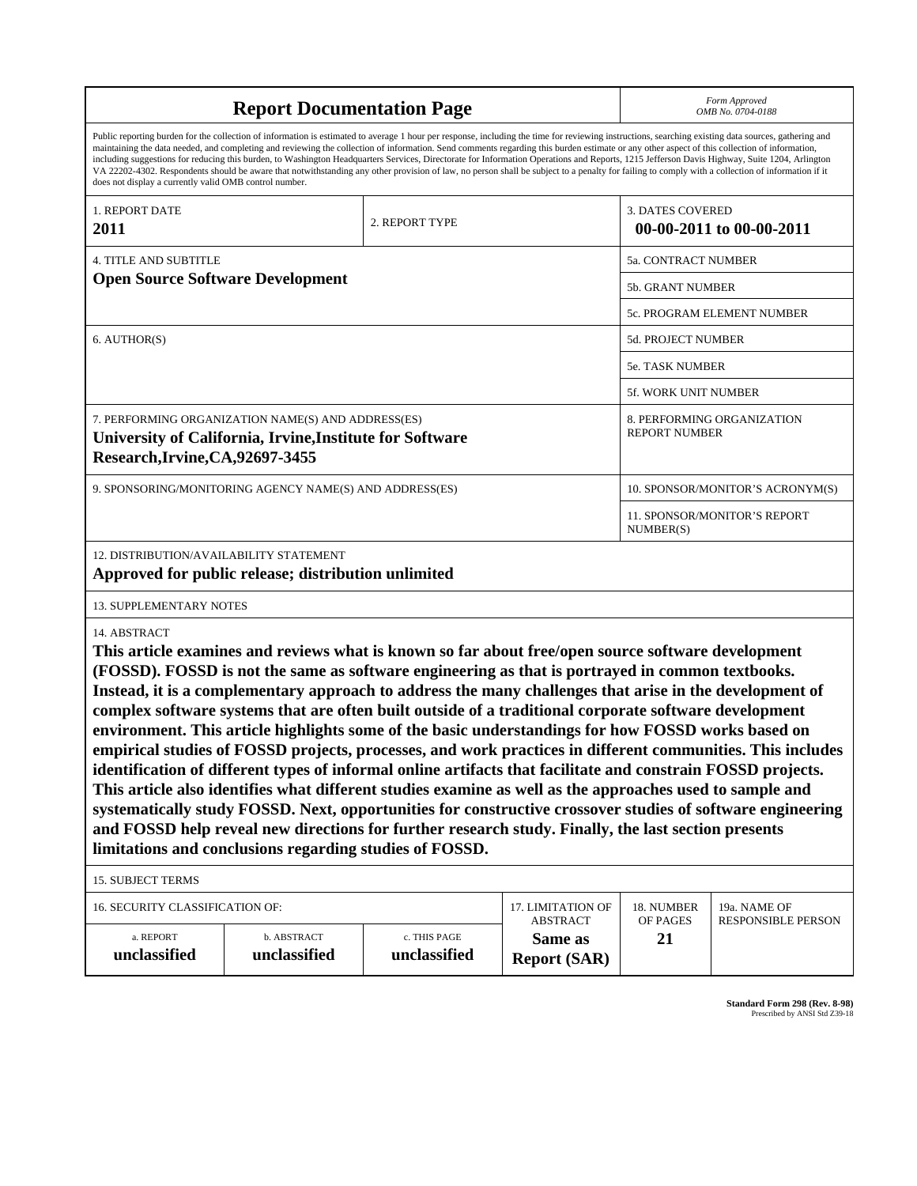# Report Documentation Page

*Form Approved*
*OMB No. 0704-0188*

Public reporting burden for the collection of information is estimated to average 1 hour per response, including the time for reviewing instructions, searching existing data sources, gathering and maintaining the data needed, and completing and reviewing the collection of information. Send comments regarding this burden estimate or any other aspect of this collection of information, including suggestions for reducing this burden, to Washington Headquarters Services, Directorate for Information Operations and Reports, 1215 Jefferson Davis Highway, Suite 1204, Arlington VA 22202-4302. Respondents should be aware that notwithstanding any other provision of law, no person shall be subject to a penalty for failing to comply with a collection of information if it does not display a currently valid OMB control number.

| 1. REPORT DATE | 2. REPORT TYPE | 3. DATES COVERED |
|---|---|---|
| **2011** | | **00-00-2011 to 00-00-2011** |

| 4. TITLE AND SUBTITLE | |
|---|---|
| **Open Source Software Development** | 5a. CONTRACT NUMBER |
| | 5b. GRANT NUMBER |
| | 5c. PROGRAM ELEMENT NUMBER |
| 6. AUTHOR(S) | 5d. PROJECT NUMBER |
| | 5e. TASK NUMBER |
| | 5f. WORK UNIT NUMBER |
| 7. PERFORMING ORGANIZATION NAME(S) AND ADDRESS(ES) **University of California, Irvine,Institute for Software Research,Irvine,CA,92697-3455** | 8. PERFORMING ORGANIZATION REPORT NUMBER |
| 9. SPONSORING/MONITORING AGENCY NAME(S) AND ADDRESS(ES) | 10. SPONSOR/MONITOR'S ACRONYM(S) |
| | 11. SPONSOR/MONITOR'S REPORT NUMBER(S) |

12. DISTRIBUTION/AVAILABILITY STATEMENT
**Approved for public release; distribution unlimited**

13. SUPPLEMENTARY NOTES

14. ABSTRACT
**This article examines and reviews what is known so far about free/open source software development (FOSSD). FOSSD is not the same as software engineering as that is portrayed in common textbooks. Instead, it is a complementary approach to address the many challenges that arise in the development of complex software systems that are often built outside of a traditional corporate software development environment. This article highlights some of the basic understandings for how FOSSD works based on empirical studies of FOSSD projects, processes, and work practices in different communities. This includes identification of different types of informal online artifacts that facilitate and constrain FOSSD projects. This article also identifies what different studies examine as well as the approaches used to sample and systematically study FOSSD. Next, opportunities for constructive crossover studies of software engineering and FOSSD help reveal new directions for further research study. Finally, the last section presents limitations and conclusions regarding studies of FOSSD.**

15. SUBJECT TERMS

| 16. SECURITY CLASSIFICATION OF: | | | 17. LIMITATION OF ABSTRACT | 18. NUMBER OF PAGES | 19a. NAME OF RESPONSIBLE PERSON |
|---|---|---|---|---|---|
| a. REPORT | b. ABSTRACT | c. THIS PAGE | | | |
| **unclassified** | **unclassified** | **unclassified** | **Same as Report (SAR)** | **21** | |

**Standard Form 298 (Rev. 8-98)**
Prescribed by ANSI Std Z39-18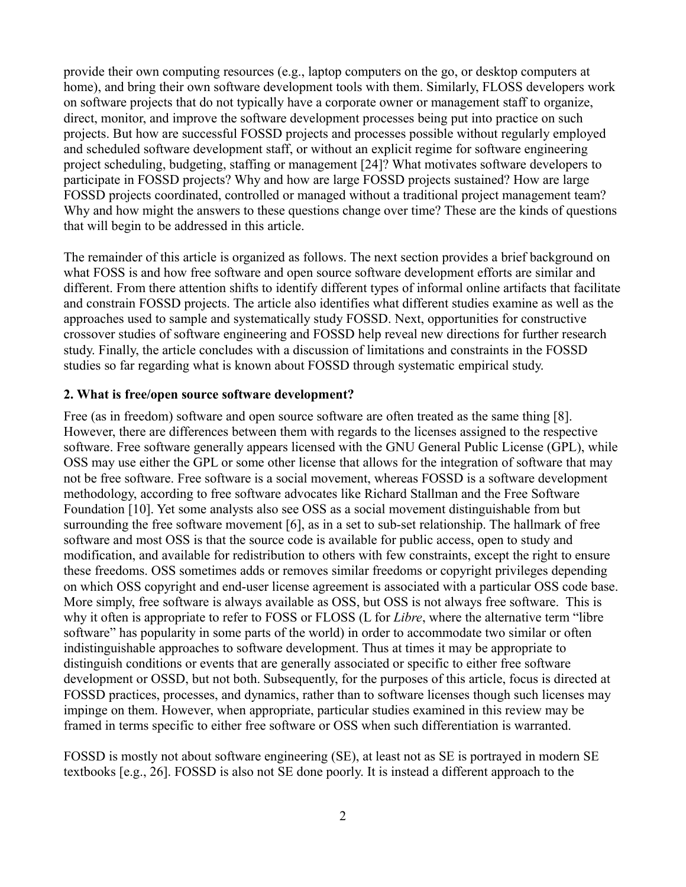provide their own computing resources (e.g., laptop computers on the go, or desktop computers at home), and bring their own software development tools with them. Similarly, FLOSS developers work on software projects that do not typically have a corporate owner or management staff to organize, direct, monitor, and improve the software development processes being put into practice on such projects. But how are successful FOSSD projects and processes possible without regularly employed and scheduled software development staff, or without an explicit regime for software engineering project scheduling, budgeting, staffing or management [24]? What motivates software developers to participate in FOSSD projects? Why and how are large FOSSD projects sustained? How are large FOSSD projects coordinated, controlled or managed without a traditional project management team? Why and how might the answers to these questions change over time? These are the kinds of questions that will begin to be addressed in this article.

The remainder of this article is organized as follows. The next section provides a brief background on what FOSS is and how free software and open source software development efforts are similar and different. From there attention shifts to identify different types of informal online artifacts that facilitate and constrain FOSSD projects. The article also identifies what different studies examine as well as the approaches used to sample and systematically study FOSSD. Next, opportunities for constructive crossover studies of software engineering and FOSSD help reveal new directions for further research study. Finally, the article concludes with a discussion of limitations and constraints in the FOSSD studies so far regarding what is known about FOSSD through systematic empirical study.

## 2. What is free/open source software development?

Free (as in freedom) software and open source software are often treated as the same thing [8]. However, there are differences between them with regards to the licenses assigned to the respective software. Free software generally appears licensed with the GNU General Public License (GPL), while OSS may use either the GPL or some other license that allows for the integration of software that may not be free software. Free software is a social movement, whereas FOSSD is a software development methodology, according to free software advocates like Richard Stallman and the Free Software Foundation [10]. Yet some analysts also see OSS as a social movement distinguishable from but surrounding the free software movement [6], as in a set to sub-set relationship. The hallmark of free software and most OSS is that the source code is available for public access, open to study and modification, and available for redistribution to others with few constraints, except the right to ensure these freedoms. OSS sometimes adds or removes similar freedoms or copyright privileges depending on which OSS copyright and end-user license agreement is associated with a particular OSS code base. More simply, free software is always available as OSS, but OSS is not always free software. This is why it often is appropriate to refer to FOSS or FLOSS (L for *Libre*, where the alternative term "libre software" has popularity in some parts of the world) in order to accommodate two similar or often indistinguishable approaches to software development. Thus at times it may be appropriate to distinguish conditions or events that are generally associated or specific to either free software development or OSSD, but not both. Subsequently, for the purposes of this article, focus is directed at FOSSD practices, processes, and dynamics, rather than to software licenses though such licenses may impinge on them. However, when appropriate, particular studies examined in this review may be framed in terms specific to either free software or OSS when such differentiation is warranted.

FOSSD is mostly not about software engineering (SE), at least not as SE is portrayed in modern SE textbooks [e.g., 26]. FOSSD is also not SE done poorly. It is instead a different approach to the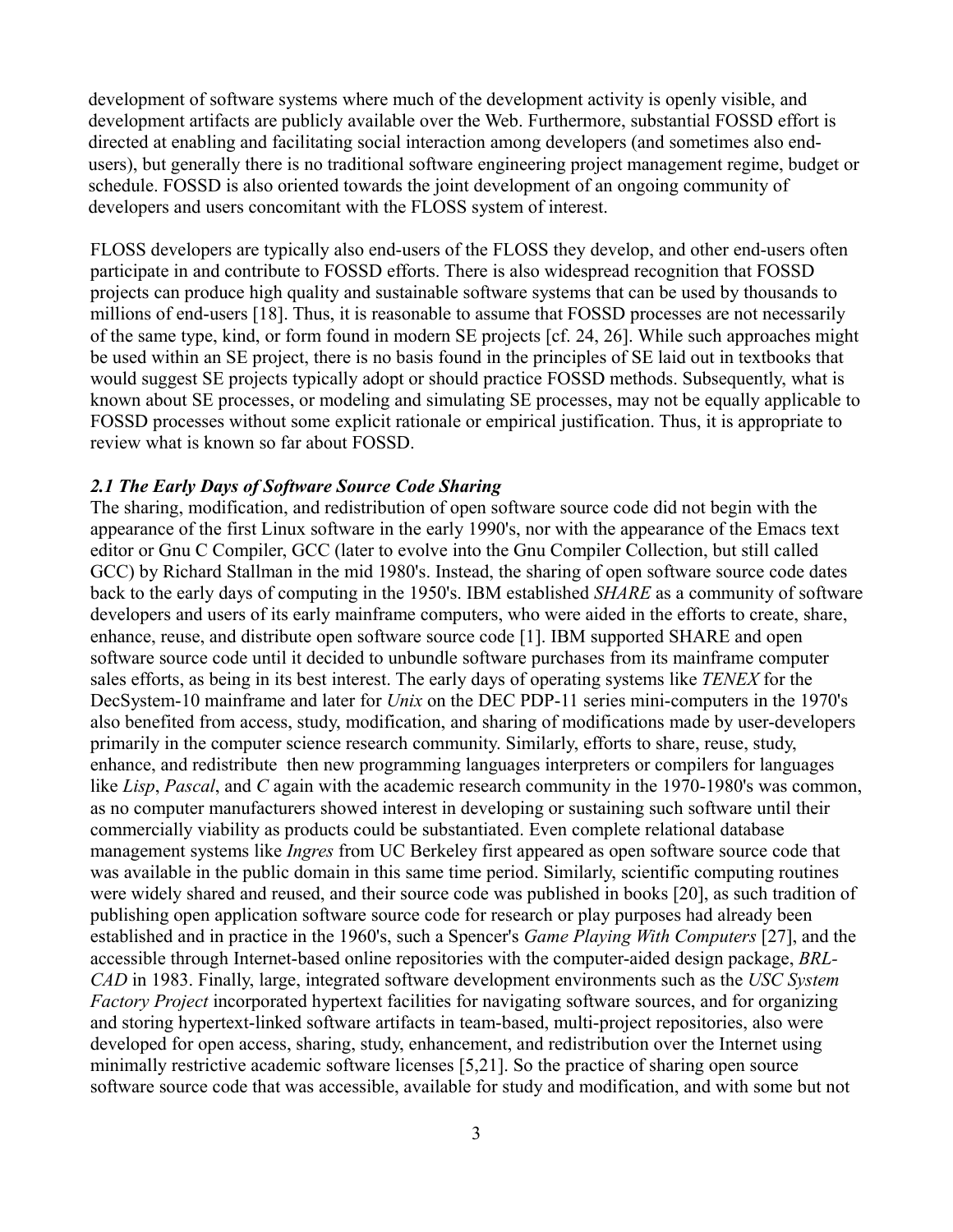development of software systems where much of the development activity is openly visible, and development artifacts are publicly available over the Web. Furthermore, substantial FOSSD effort is directed at enabling and facilitating social interaction among developers (and sometimes also end-users), but generally there is no traditional software engineering project management regime, budget or schedule. FOSSD is also oriented towards the joint development of an ongoing community of developers and users concomitant with the FLOSS system of interest.

FLOSS developers are typically also end-users of the FLOSS they develop, and other end-users often participate in and contribute to FOSSD efforts. There is also widespread recognition that FOSSD projects can produce high quality and sustainable software systems that can be used by thousands to millions of end-users [18]. Thus, it is reasonable to assume that FOSSD processes are not necessarily of the same type, kind, or form found in modern SE projects [cf. 24, 26]. While such approaches might be used within an SE project, there is no basis found in the principles of SE laid out in textbooks that would suggest SE projects typically adopt or should practice FOSSD methods. Subsequently, what is known about SE processes, or modeling and simulating SE processes, may not be equally applicable to FOSSD processes without some explicit rationale or empirical justification. Thus, it is appropriate to review what is known so far about FOSSD.

### *2.1 The Early Days of Software Source Code Sharing*

The sharing, modification, and redistribution of open software source code did not begin with the appearance of the first Linux software in the early 1990's, nor with the appearance of the Emacs text editor or Gnu C Compiler, GCC (later to evolve into the Gnu Compiler Collection, but still called GCC) by Richard Stallman in the mid 1980's. Instead, the sharing of open software source code dates back to the early days of computing in the 1950's. IBM established *SHARE* as a community of software developers and users of its early mainframe computers, who were aided in the efforts to create, share, enhance, reuse, and distribute open software source code [1]. IBM supported SHARE and open software source code until it decided to unbundle software purchases from its mainframe computer sales efforts, as being in its best interest. The early days of operating systems like *TENEX* for the DecSystem-10 mainframe and later for *Unix* on the DEC PDP-11 series mini-computers in the 1970's also benefited from access, study, modification, and sharing of modifications made by user-developers primarily in the computer science research community. Similarly, efforts to share, reuse, study, enhance, and redistribute then new programming languages interpreters or compilers for languages like *Lisp*, *Pascal*, and *C* again with the academic research community in the 1970-1980's was common, as no computer manufacturers showed interest in developing or sustaining such software until their commercially viability as products could be substantiated. Even complete relational database management systems like *Ingres* from UC Berkeley first appeared as open software source code that was available in the public domain in this same time period. Similarly, scientific computing routines were widely shared and reused, and their source code was published in books [20], as such tradition of publishing open application software source code for research or play purposes had already been established and in practice in the 1960's, such a Spencer's *Game Playing With Computers* [27], and the accessible through Internet-based online repositories with the computer-aided design package, *BRL-CAD* in 1983. Finally, large, integrated software development environments such as the *USC System Factory Project* incorporated hypertext facilities for navigating software sources, and for organizing and storing hypertext-linked software artifacts in team-based, multi-project repositories, also were developed for open access, sharing, study, enhancement, and redistribution over the Internet using minimally restrictive academic software licenses [5,21]. So the practice of sharing open source software source code that was accessible, available for study and modification, and with some but not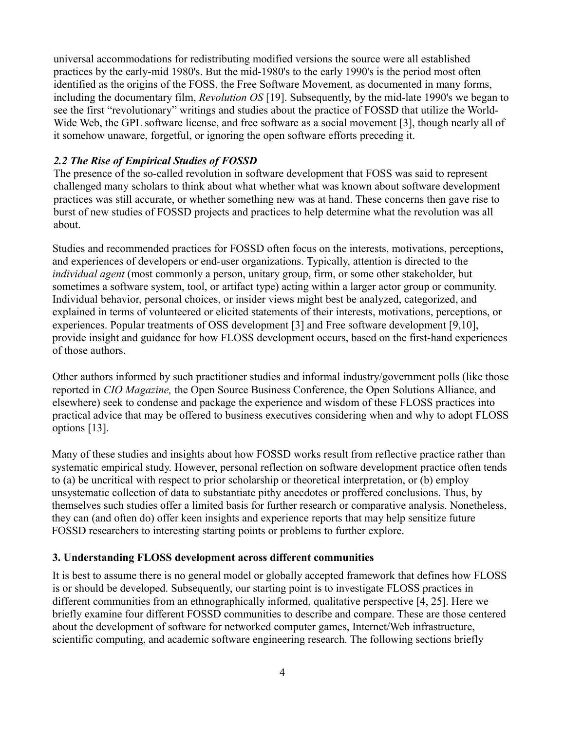universal accommodations for redistributing modified versions the source were all established practices by the early-mid 1980's. But the mid-1980's to the early 1990's is the period most often identified as the origins of the FOSS, the Free Software Movement, as documented in many forms, including the documentary film, *Revolution OS* [19]. Subsequently, by the mid-late 1990's we began to see the first "revolutionary" writings and studies about the practice of FOSSD that utilize the World-Wide Web, the GPL software license, and free software as a social movement [3], though nearly all of it somehow unaware, forgetful, or ignoring the open software efforts preceding it.

### *2.2 The Rise of Empirical Studies of FOSSD*

The presence of the so-called revolution in software development that FOSS was said to represent challenged many scholars to think about what whether what was known about software development practices was still accurate, or whether something new was at hand. These concerns then gave rise to burst of new studies of FOSSD projects and practices to help determine what the revolution was all about.

Studies and recommended practices for FOSSD often focus on the interests, motivations, perceptions, and experiences of developers or end-user organizations. Typically, attention is directed to the *individual agent* (most commonly a person, unitary group, firm, or some other stakeholder, but sometimes a software system, tool, or artifact type) acting within a larger actor group or community. Individual behavior, personal choices, or insider views might best be analyzed, categorized, and explained in terms of volunteered or elicited statements of their interests, motivations, perceptions, or experiences. Popular treatments of OSS development [3] and Free software development [9,10], provide insight and guidance for how FLOSS development occurs, based on the first-hand experiences of those authors.

Other authors informed by such practitioner studies and informal industry/government polls (like those reported in *CIO Magazine,* the Open Source Business Conference, the Open Solutions Alliance, and elsewhere) seek to condense and package the experience and wisdom of these FLOSS practices into practical advice that may be offered to business executives considering when and why to adopt FLOSS options [13].

Many of these studies and insights about how FOSSD works result from reflective practice rather than systematic empirical study. However, personal reflection on software development practice often tends to (a) be uncritical with respect to prior scholarship or theoretical interpretation, or (b) employ unsystematic collection of data to substantiate pithy anecdotes or proffered conclusions. Thus, by themselves such studies offer a limited basis for further research or comparative analysis. Nonetheless, they can (and often do) offer keen insights and experience reports that may help sensitize future FOSSD researchers to interesting starting points or problems to further explore.

## 3. Understanding FLOSS development across different communities

It is best to assume there is no general model or globally accepted framework that defines how FLOSS is or should be developed. Subsequently, our starting point is to investigate FLOSS practices in different communities from an ethnographically informed, qualitative perspective [4, 25]. Here we briefly examine four different FOSSD communities to describe and compare. These are those centered about the development of software for networked computer games, Internet/Web infrastructure, scientific computing, and academic software engineering research. The following sections briefly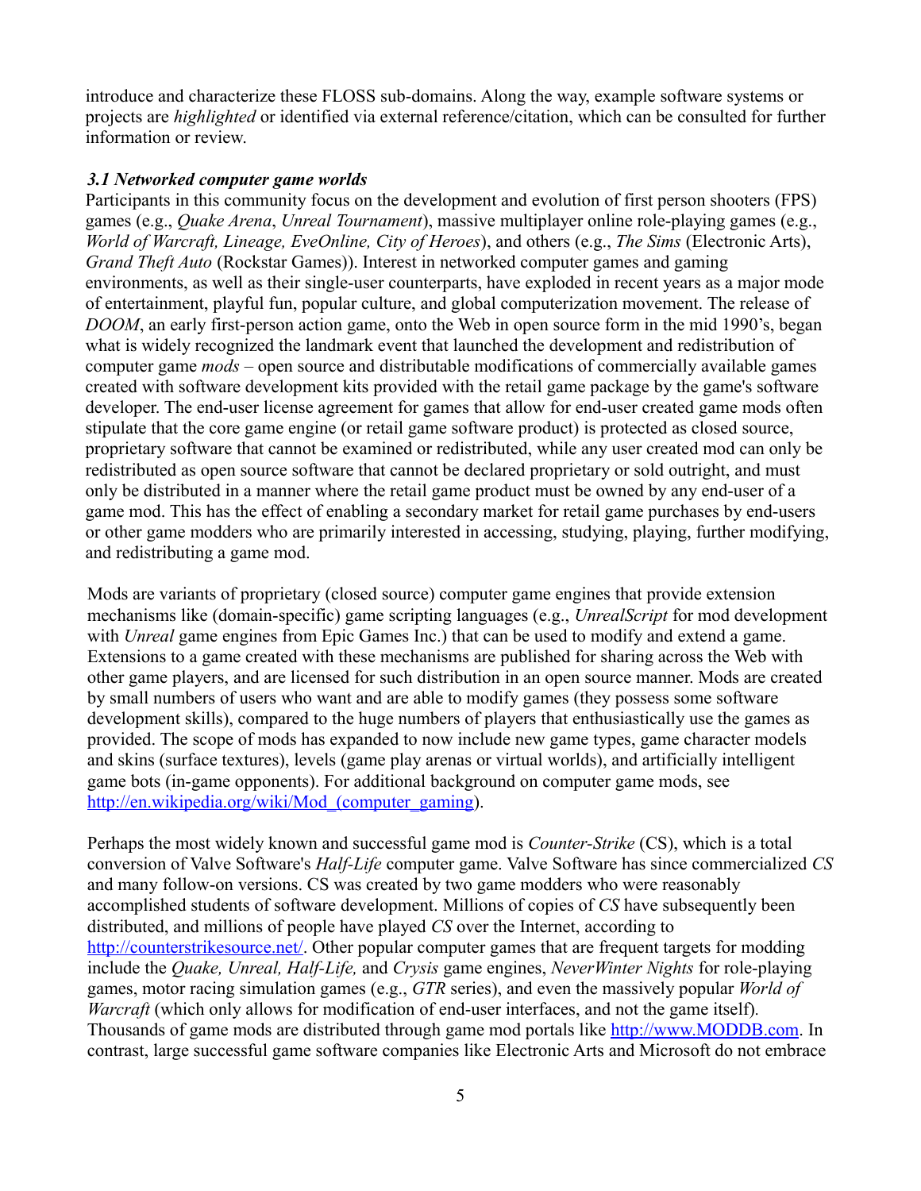introduce and characterize these FLOSS sub-domains. Along the way, example software systems or projects are *highlighted* or identified via external reference/citation, which can be consulted for further information or review.

### *3.1 Networked computer game worlds*

Participants in this community focus on the development and evolution of first person shooters (FPS) games (e.g., *Quake Arena*, *Unreal Tournament*), massive multiplayer online role-playing games (e.g., *World of Warcraft, Lineage, EveOnline, City of Heroes*), and others (e.g., *The Sims* (Electronic Arts), *Grand Theft Auto* (Rockstar Games)). Interest in networked computer games and gaming environments, as well as their single-user counterparts, have exploded in recent years as a major mode of entertainment, playful fun, popular culture, and global computerization movement. The release of *DOOM*, an early first-person action game, onto the Web in open source form in the mid 1990's, began what is widely recognized the landmark event that launched the development and redistribution of computer game *mods* – open source and distributable modifications of commercially available games created with software development kits provided with the retail game package by the game's software developer. The end-user license agreement for games that allow for end-user created game mods often stipulate that the core game engine (or retail game software product) is protected as closed source, proprietary software that cannot be examined or redistributed, while any user created mod can only be redistributed as open source software that cannot be declared proprietary or sold outright, and must only be distributed in a manner where the retail game product must be owned by any end-user of a game mod. This has the effect of enabling a secondary market for retail game purchases by end-users or other game modders who are primarily interested in accessing, studying, playing, further modifying, and redistributing a game mod.

Mods are variants of proprietary (closed source) computer game engines that provide extension mechanisms like (domain-specific) game scripting languages (e.g., *UnrealScript* for mod development with *Unreal* game engines from Epic Games Inc.) that can be used to modify and extend a game. Extensions to a game created with these mechanisms are published for sharing across the Web with other game players, and are licensed for such distribution in an open source manner. Mods are created by small numbers of users who want and are able to modify games (they possess some software development skills), compared to the huge numbers of players that enthusiastically use the games as provided. The scope of mods has expanded to now include new game types, game character models and skins (surface textures), levels (game play arenas or virtual worlds), and artificially intelligent game bots (in-game opponents). For additional background on computer game mods, see [http://en.wikipedia.org/wiki/Mod_(computer_gaming)](http://en.wikipedia.org/wiki/Mod_(computer_gaming)).

Perhaps the most widely known and successful game mod is *Counter-Strike* (CS), which is a total conversion of Valve Software's *Half-Life* computer game. Valve Software has since commercialized *CS* and many follow-on versions. CS was created by two game modders who were reasonably accomplished students of software development. Millions of copies of *CS* have subsequently been distributed, and millions of people have played *CS* over the Internet, according to [http://counterstrikesource.net/](http://counterstrikesource.net/). Other popular computer games that are frequent targets for modding include the *Quake, Unreal, Half-Life,* and *Crysis* game engines, *NeverWinter Nights* for role-playing games, motor racing simulation games (e.g., *GTR* series), and even the massively popular *World of Warcraft* (which only allows for modification of end-user interfaces, and not the game itself). Thousands of game mods are distributed through game mod portals like [http://www.MODDB.com](http://www.MODDB.com). In contrast, large successful game software companies like Electronic Arts and Microsoft do not embrace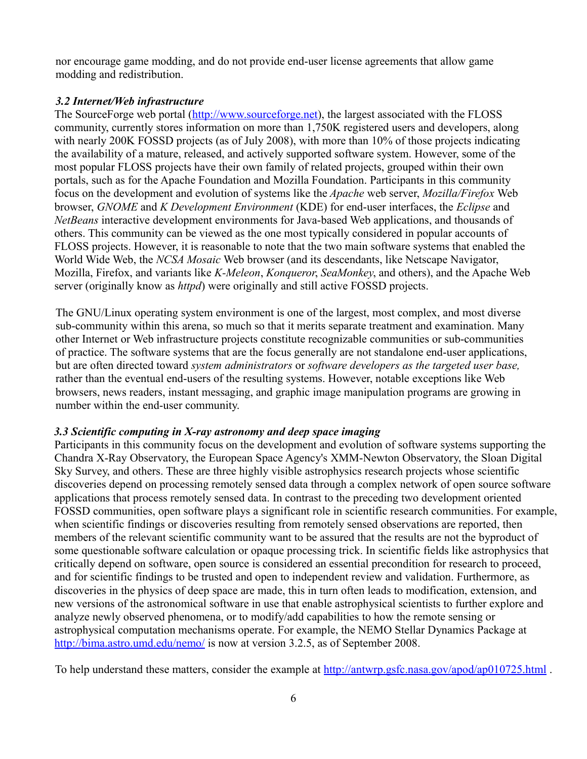nor encourage game modding, and do not provide end-user license agreements that allow game modding and redistribution.

### *3.2 Internet/Web infrastructure*

The SourceForge web portal (http://www.sourceforge.net), the largest associated with the FLOSS community, currently stores information on more than 1,750K registered users and developers, along with nearly 200K FOSSD projects (as of July 2008), with more than 10% of those projects indicating the availability of a mature, released, and actively supported software system. However, some of the most popular FLOSS projects have their own family of related projects, grouped within their own portals, such as for the Apache Foundation and Mozilla Foundation. Participants in this community focus on the development and evolution of systems like the *Apache* web server, *Mozilla/Firefox* Web browser, *GNOME* and *K Development Environment* (KDE) for end-user interfaces, the *Eclipse* and *NetBeans* interactive development environments for Java-based Web applications, and thousands of others. This community can be viewed as the one most typically considered in popular accounts of FLOSS projects. However, it is reasonable to note that the two main software systems that enabled the World Wide Web, the *NCSA Mosaic* Web browser (and its descendants, like Netscape Navigator, Mozilla, Firefox, and variants like *K-Meleon*, *Konqueror*, *SeaMonkey*, and others), and the Apache Web server (originally know as *httpd*) were originally and still active FOSSD projects.

The GNU/Linux operating system environment is one of the largest, most complex, and most diverse sub-community within this arena, so much so that it merits separate treatment and examination. Many other Internet or Web infrastructure projects constitute recognizable communities or sub-communities of practice. The software systems that are the focus generally are not standalone end-user applications, but are often directed toward *system administrators* or *software developers as the targeted user base,* rather than the eventual end-users of the resulting systems. However, notable exceptions like Web browsers, news readers, instant messaging, and graphic image manipulation programs are growing in number within the end-user community.

### *3.3 Scientific computing in X-ray astronomy and deep space imaging*

Participants in this community focus on the development and evolution of software systems supporting the Chandra X-Ray Observatory, the European Space Agency's XMM-Newton Observatory, the Sloan Digital Sky Survey, and others. These are three highly visible astrophysics research projects whose scientific discoveries depend on processing remotely sensed data through a complex network of open source software applications that process remotely sensed data. In contrast to the preceding two development oriented FOSSD communities, open software plays a significant role in scientific research communities. For example, when scientific findings or discoveries resulting from remotely sensed observations are reported, then members of the relevant scientific community want to be assured that the results are not the byproduct of some questionable software calculation or opaque processing trick. In scientific fields like astrophysics that critically depend on software, open source is considered an essential precondition for research to proceed, and for scientific findings to be trusted and open to independent review and validation. Furthermore, as discoveries in the physics of deep space are made, this in turn often leads to modification, extension, and new versions of the astronomical software in use that enable astrophysical scientists to further explore and analyze newly observed phenomena, or to modify/add capabilities to how the remote sensing or astrophysical computation mechanisms operate. For example, the NEMO Stellar Dynamics Package at http://bima.astro.umd.edu/nemo/ is now at version 3.2.5, as of September 2008.

To help understand these matters, consider the example at http://antwrp.gsfc.nasa.gov/apod/ap010725.html .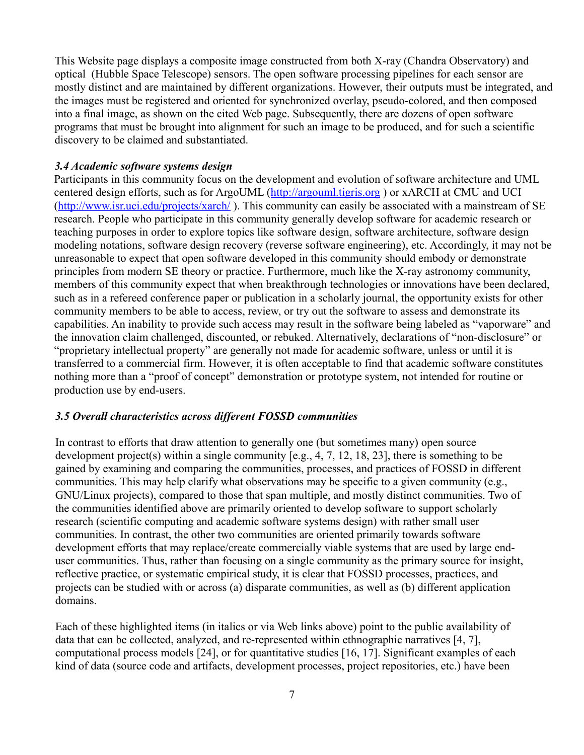This Website page displays a composite image constructed from both X-ray (Chandra Observatory) and optical (Hubble Space Telescope) sensors. The open software processing pipelines for each sensor are mostly distinct and are maintained by different organizations. However, their outputs must be integrated, and the images must be registered and oriented for synchronized overlay, pseudo-colored, and then composed into a final image, as shown on the cited Web page. Subsequently, there are dozens of open software programs that must be brought into alignment for such an image to be produced, and for such a scientific discovery to be claimed and substantiated.

### *3.4 Academic software systems design*

Participants in this community focus on the development and evolution of software architecture and UML centered design efforts, such as for ArgoUML (http://argouml.tigris.org ) or xARCH at CMU and UCI (http://www.isr.uci.edu/projects/xarch/ ). This community can easily be associated with a mainstream of SE research. People who participate in this community generally develop software for academic research or teaching purposes in order to explore topics like software design, software architecture, software design modeling notations, software design recovery (reverse software engineering), etc. Accordingly, it may not be unreasonable to expect that open software developed in this community should embody or demonstrate principles from modern SE theory or practice. Furthermore, much like the X-ray astronomy community, members of this community expect that when breakthrough technologies or innovations have been declared, such as in a refereed conference paper or publication in a scholarly journal, the opportunity exists for other community members to be able to access, review, or try out the software to assess and demonstrate its capabilities. An inability to provide such access may result in the software being labeled as "vaporware" and the innovation claim challenged, discounted, or rebuked. Alternatively, declarations of "non-disclosure" or "proprietary intellectual property" are generally not made for academic software, unless or until it is transferred to a commercial firm. However, it is often acceptable to find that academic software constitutes nothing more than a "proof of concept" demonstration or prototype system, not intended for routine or production use by end-users.

### *3.5 Overall characteristics across different FOSSD communities*

In contrast to efforts that draw attention to generally one (but sometimes many) open source development project(s) within a single community [e.g., 4, 7, 12, 18, 23], there is something to be gained by examining and comparing the communities, processes, and practices of FOSSD in different communities. This may help clarify what observations may be specific to a given community (e.g., GNU/Linux projects), compared to those that span multiple, and mostly distinct communities. Two of the communities identified above are primarily oriented to develop software to support scholarly research (scientific computing and academic software systems design) with rather small user communities. In contrast, the other two communities are oriented primarily towards software development efforts that may replace/create commercially viable systems that are used by large end-user communities. Thus, rather than focusing on a single community as the primary source for insight, reflective practice, or systematic empirical study, it is clear that FOSSD processes, practices, and projects can be studied with or across (a) disparate communities, as well as (b) different application domains.

Each of these highlighted items (in italics or via Web links above) point to the public availability of data that can be collected, analyzed, and re-represented within ethnographic narratives [4, 7], computational process models [24], or for quantitative studies [16, 17]. Significant examples of each kind of data (source code and artifacts, development processes, project repositories, etc.) have been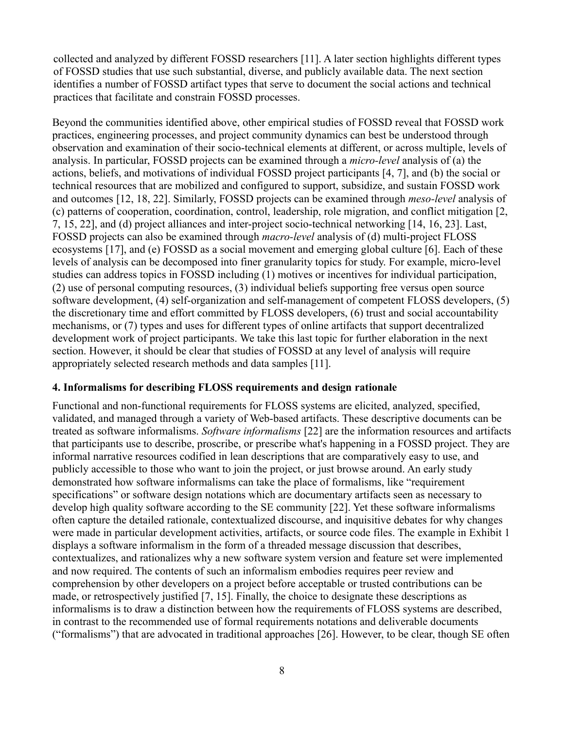collected and analyzed by different FOSSD researchers [11]. A later section highlights different types of FOSSD studies that use such substantial, diverse, and publicly available data. The next section identifies a number of FOSSD artifact types that serve to document the social actions and technical practices that facilitate and constrain FOSSD processes.

Beyond the communities identified above, other empirical studies of FOSSD reveal that FOSSD work practices, engineering processes, and project community dynamics can best be understood through observation and examination of their socio-technical elements at different, or across multiple, levels of analysis. In particular, FOSSD projects can be examined through a *micro-level* analysis of (a) the actions, beliefs, and motivations of individual FOSSD project participants [4, 7], and (b) the social or technical resources that are mobilized and configured to support, subsidize, and sustain FOSSD work and outcomes [12, 18, 22]. Similarly, FOSSD projects can be examined through *meso-level* analysis of (c) patterns of cooperation, coordination, control, leadership, role migration, and conflict mitigation [2, 7, 15, 22], and (d) project alliances and inter-project socio-technical networking [14, 16, 23]. Last, FOSSD projects can also be examined through *macro-level* analysis of (d) multi-project FLOSS ecosystems [17], and (e) FOSSD as a social movement and emerging global culture [6]. Each of these levels of analysis can be decomposed into finer granularity topics for study. For example, micro-level studies can address topics in FOSSD including (1) motives or incentives for individual participation, (2) use of personal computing resources, (3) individual beliefs supporting free versus open source software development, (4) self-organization and self-management of competent FLOSS developers, (5) the discretionary time and effort committed by FLOSS developers, (6) trust and social accountability mechanisms, or (7) types and uses for different types of online artifacts that support decentralized development work of project participants. We take this last topic for further elaboration in the next section. However, it should be clear that studies of FOSSD at any level of analysis will require appropriately selected research methods and data samples [11].

## 4. Informalisms for describing FLOSS requirements and design rationale

Functional and non-functional requirements for FLOSS systems are elicited, analyzed, specified, validated, and managed through a variety of Web-based artifacts. These descriptive documents can be treated as software informalisms. *Software informalisms* [22] are the information resources and artifacts that participants use to describe, proscribe, or prescribe what's happening in a FOSSD project. They are informal narrative resources codified in lean descriptions that are comparatively easy to use, and publicly accessible to those who want to join the project, or just browse around. An early study demonstrated how software informalisms can take the place of formalisms, like "requirement specifications" or software design notations which are documentary artifacts seen as necessary to develop high quality software according to the SE community [22]. Yet these software informalisms often capture the detailed rationale, contextualized discourse, and inquisitive debates for why changes were made in particular development activities, artifacts, or source code files. The example in Exhibit 1 displays a software informalism in the form of a threaded message discussion that describes, contextualizes, and rationalizes why a new software system version and feature set were implemented and now required. The contents of such an informalism embodies requires peer review and comprehension by other developers on a project before acceptable or trusted contributions can be made, or retrospectively justified [7, 15]. Finally, the choice to designate these descriptions as informalisms is to draw a distinction between how the requirements of FLOSS systems are described, in contrast to the recommended use of formal requirements notations and deliverable documents ("formalisms") that are advocated in traditional approaches [26]. However, to be clear, though SE often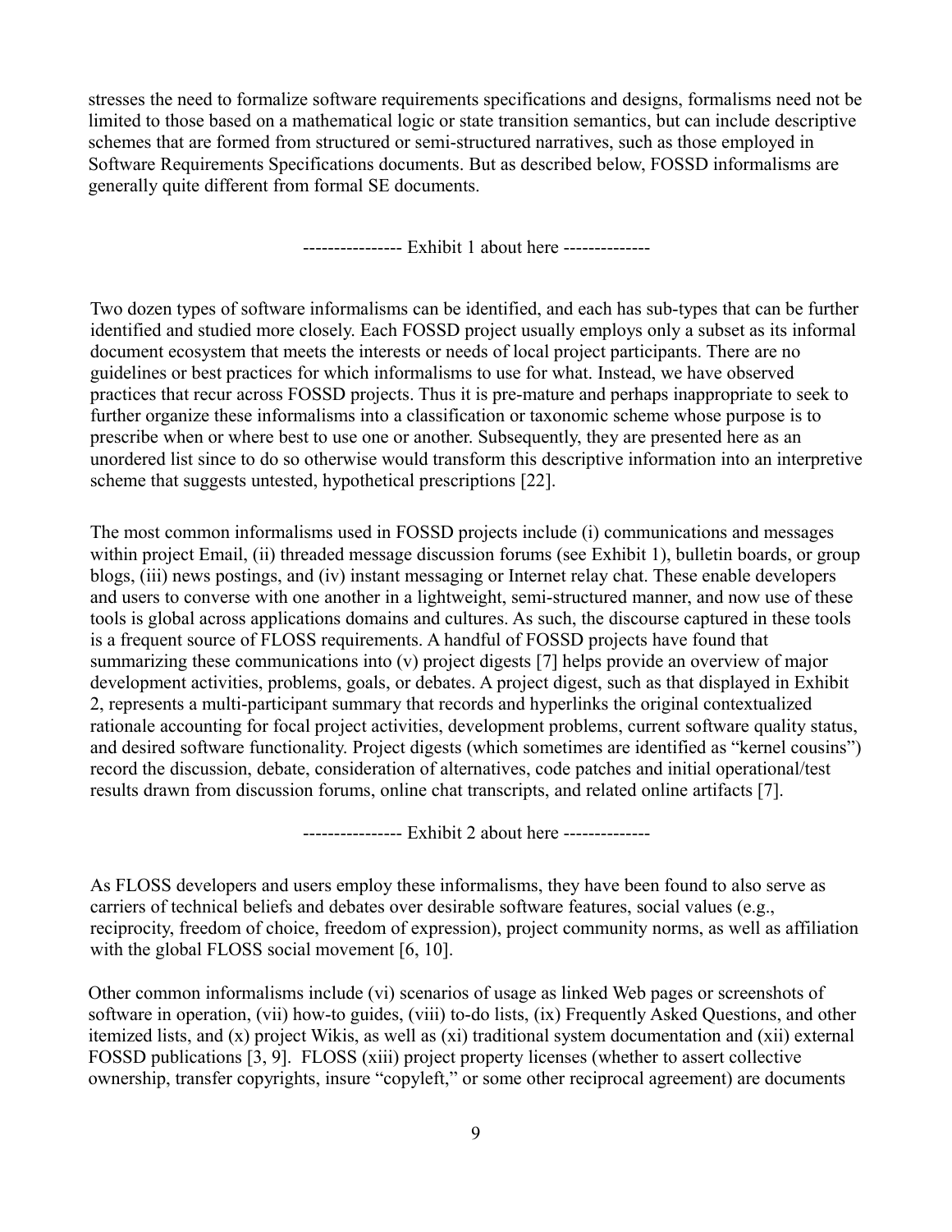stresses the need to formalize software requirements specifications and designs, formalisms need not be limited to those based on a mathematical logic or state transition semantics, but can include descriptive schemes that are formed from structured or semi-structured narratives, such as those employed in Software Requirements Specifications documents. But as described below, FOSSD informalisms are generally quite different from formal SE documents.

---------------- Exhibit 1 about here --------------

Two dozen types of software informalisms can be identified, and each has sub-types that can be further identified and studied more closely. Each FOSSD project usually employs only a subset as its informal document ecosystem that meets the interests or needs of local project participants. There are no guidelines or best practices for which informalisms to use for what. Instead, we have observed practices that recur across FOSSD projects. Thus it is pre-mature and perhaps inappropriate to seek to further organize these informalisms into a classification or taxonomic scheme whose purpose is to prescribe when or where best to use one or another. Subsequently, they are presented here as an unordered list since to do so otherwise would transform this descriptive information into an interpretive scheme that suggests untested, hypothetical prescriptions [22].

The most common informalisms used in FOSSD projects include (i) communications and messages within project Email, (ii) threaded message discussion forums (see Exhibit 1), bulletin boards, or group blogs, (iii) news postings, and (iv) instant messaging or Internet relay chat. These enable developers and users to converse with one another in a lightweight, semi-structured manner, and now use of these tools is global across applications domains and cultures. As such, the discourse captured in these tools is a frequent source of FLOSS requirements. A handful of FOSSD projects have found that summarizing these communications into (v) project digests [7] helps provide an overview of major development activities, problems, goals, or debates. A project digest, such as that displayed in Exhibit 2, represents a multi-participant summary that records and hyperlinks the original contextualized rationale accounting for focal project activities, development problems, current software quality status, and desired software functionality. Project digests (which sometimes are identified as "kernel cousins") record the discussion, debate, consideration of alternatives, code patches and initial operational/test results drawn from discussion forums, online chat transcripts, and related online artifacts [7].

---------------- Exhibit 2 about here --------------

As FLOSS developers and users employ these informalisms, they have been found to also serve as carriers of technical beliefs and debates over desirable software features, social values (e.g., reciprocity, freedom of choice, freedom of expression), project community norms, as well as affiliation with the global FLOSS social movement [6, 10].

Other common informalisms include (vi) scenarios of usage as linked Web pages or screenshots of software in operation, (vii) how-to guides, (viii) to-do lists, (ix) Frequently Asked Questions, and other itemized lists, and (x) project Wikis, as well as (xi) traditional system documentation and (xii) external FOSSD publications [3, 9]. FLOSS (xiii) project property licenses (whether to assert collective ownership, transfer copyrights, insure "copyleft," or some other reciprocal agreement) are documents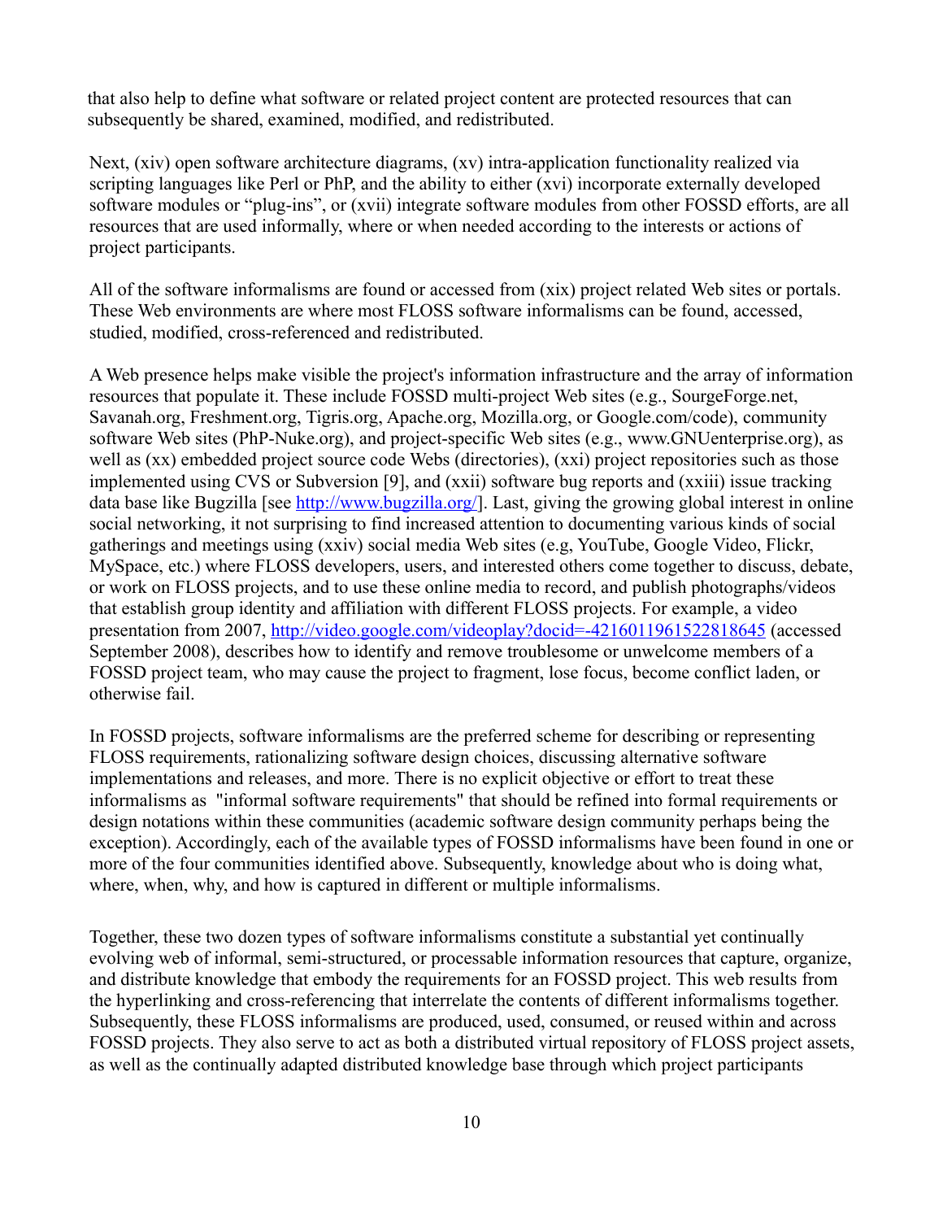that also help to define what software or related project content are protected resources that can subsequently be shared, examined, modified, and redistributed.

Next, (xiv) open software architecture diagrams, (xv) intra-application functionality realized via scripting languages like Perl or PhP, and the ability to either (xvi) incorporate externally developed software modules or "plug-ins", or (xvii) integrate software modules from other FOSSD efforts, are all resources that are used informally, where or when needed according to the interests or actions of project participants.

All of the software informalisms are found or accessed from (xix) project related Web sites or portals. These Web environments are where most FLOSS software informalisms can be found, accessed, studied, modified, cross-referenced and redistributed.

A Web presence helps make visible the project's information infrastructure and the array of information resources that populate it. These include FOSSD multi-project Web sites (e.g., SougeForge.net, Savanah.org, Freshment.org, Tigris.org, Apache.org, Mozilla.org, or Google.com/code), community software Web sites (PhP-Nuke.org), and project-specific Web sites (e.g., www.GNUenterprise.org), as well as (xx) embedded project source code Webs (directories), (xxi) project repositories such as those implemented using CVS or Subversion [9], and (xxii) software bug reports and (xxiii) issue tracking data base like Bugzilla [see http://www.bugzilla.org/]. Last, giving the growing global interest in online social networking, it not surprising to find increased attention to documenting various kinds of social gatherings and meetings using (xxiv) social media Web sites (e.g, YouTube, Google Video, Flickr, MySpace, etc.) where FLOSS developers, users, and interested others come together to discuss, debate, or work on FLOSS projects, and to use these online media to record, and publish photographs/videos that establish group identity and affiliation with different FLOSS projects. For example, a video presentation from 2007, http://video.google.com/videoplay?docid=-4216011961522818645 (accessed September 2008), describes how to identify and remove troublesome or unwelcome members of a FOSSD project team, who may cause the project to fragment, lose focus, become conflict laden, or otherwise fail.

In FOSSD projects, software informalisms are the preferred scheme for describing or representing FLOSS requirements, rationalizing software design choices, discussing alternative software implementations and releases, and more. There is no explicit objective or effort to treat these informalisms as "informal software requirements" that should be refined into formal requirements or design notations within these communities (academic software design community perhaps being the exception). Accordingly, each of the available types of FOSSD informalisms have been found in one or more of the four communities identified above. Subsequently, knowledge about who is doing what, where, when, why, and how is captured in different or multiple informalisms.

Together, these two dozen types of software informalisms constitute a substantial yet continually evolving web of informal, semi-structured, or processable information resources that capture, organize, and distribute knowledge that embody the requirements for an FOSSD project. This web results from the hyperlinking and cross-referencing that interrelate the contents of different informalisms together. Subsequently, these FLOSS informalisms are produced, used, consumed, or reused within and across FOSSD projects. They also serve to act as both a distributed virtual repository of FLOSS project assets, as well as the continually adapted distributed knowledge base through which project participants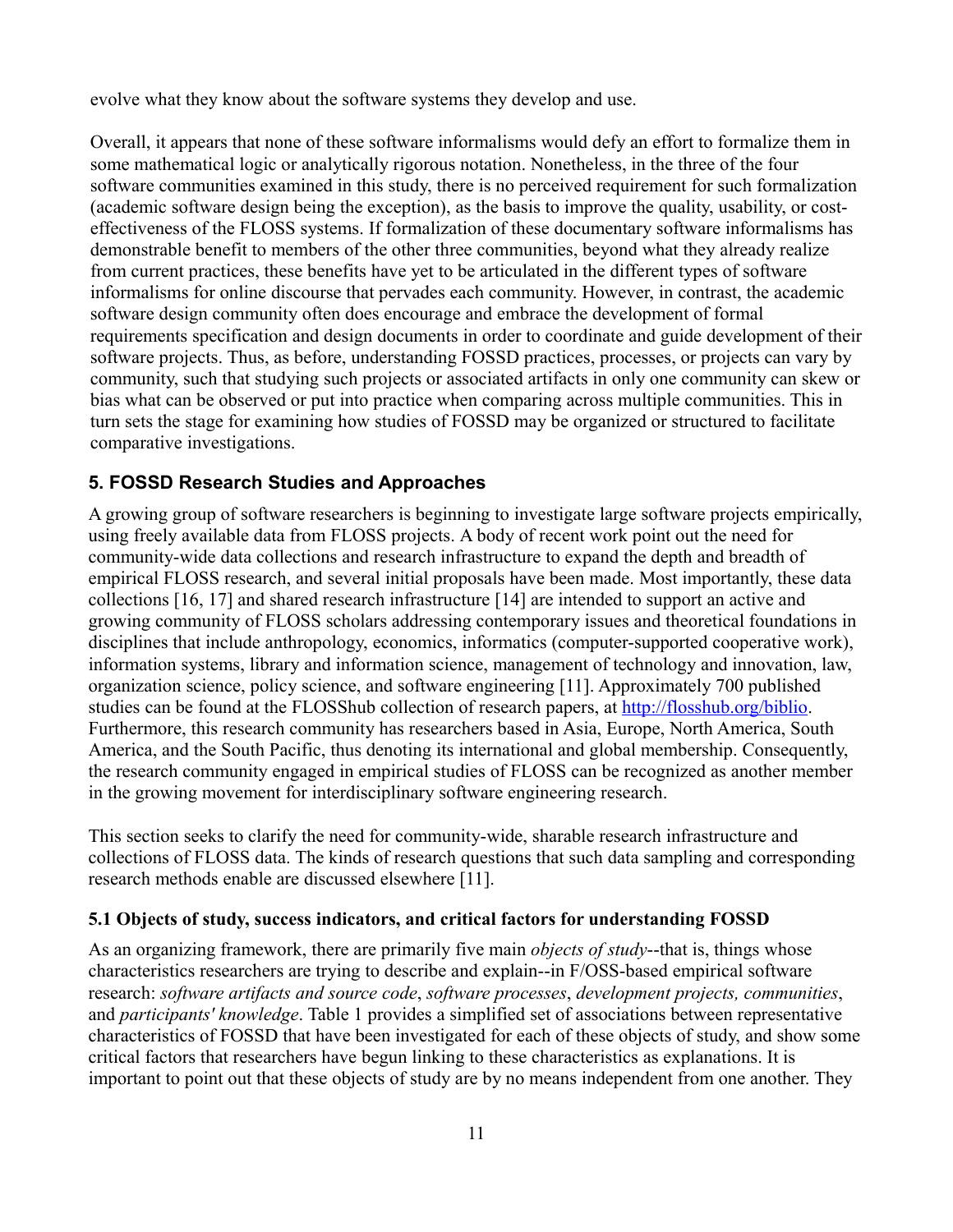evolve what they know about the software systems they develop and use.

Overall, it appears that none of these software informalisms would defy an effort to formalize them in some mathematical logic or analytically rigorous notation. Nonetheless, in the three of the four software communities examined in this study, there is no perceived requirement for such formalization (academic software design being the exception), as the basis to improve the quality, usability, or cost-effectiveness of the FLOSS systems. If formalization of these documentary software informalisms has demonstrable benefit to members of the other three communities, beyond what they already realize from current practices, these benefits have yet to be articulated in the different types of software informalisms for online discourse that pervades each community. However, in contrast, the academic software design community often does encourage and embrace the development of formal requirements specification and design documents in order to coordinate and guide development of their software projects. Thus, as before, understanding FOSSD practices, processes, or projects can vary by community, such that studying such projects or associated artifacts in only one community can skew or bias what can be observed or put into practice when comparing across multiple communities. This in turn sets the stage for examining how studies of FOSSD may be organized or structured to facilitate comparative investigations.

## 5. FOSSD Research Studies and Approaches

A growing group of software researchers is beginning to investigate large software projects empirically, using freely available data from FLOSS projects. A body of recent work point out the need for community-wide data collections and research infrastructure to expand the depth and breadth of empirical FLOSS research, and several initial proposals have been made. Most importantly, these data collections [16, 17] and shared research infrastructure [14] are intended to support an active and growing community of FLOSS scholars addressing contemporary issues and theoretical foundations in disciplines that include anthropology, economics, informatics (computer-supported cooperative work), information systems, library and information science, management of technology and innovation, law, organization science, policy science, and software engineering [11]. Approximately 700 published studies can be found at the FLOSShub collection of research papers, at http://flosshub.org/biblio. Furthermore, this research community has researchers based in Asia, Europe, North America, South America, and the South Pacific, thus denoting its international and global membership. Consequently, the research community engaged in empirical studies of FLOSS can be recognized as another member in the growing movement for interdisciplinary software engineering research.

This section seeks to clarify the need for community-wide, sharable research infrastructure and collections of FLOSS data. The kinds of research questions that such data sampling and corresponding research methods enable are discussed elsewhere [11].

### 5.1 Objects of study, success indicators, and critical factors for understanding FOSSD

As an organizing framework, there are primarily five main *objects of study*--that is, things whose characteristics researchers are trying to describe and explain--in F/OSS-based empirical software research: *software artifacts and source code*, *software processes*, *development projects, communities*, and *participants' knowledge*. Table 1 provides a simplified set of associations between representative characteristics of FOSSD that have been investigated for each of these objects of study, and show some critical factors that researchers have begun linking to these characteristics as explanations. It is important to point out that these objects of study are by no means independent from one another. They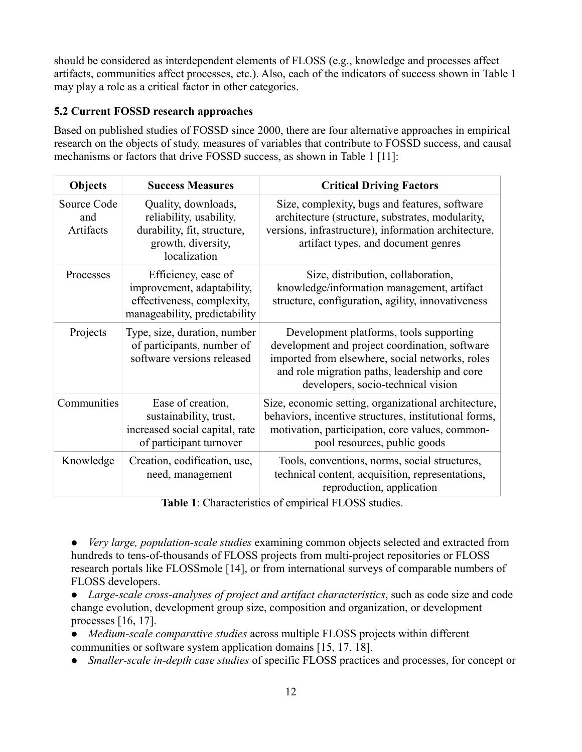should be considered as interdependent elements of FLOSS (e.g., knowledge and processes affect artifacts, communities affect processes, etc.). Also, each of the indicators of success shown in Table 1 may play a role as a critical factor in other categories.

### 5.2 Current FOSSD research approaches

Based on published studies of FOSSD since 2000, there are four alternative approaches in empirical research on the objects of study, measures of variables that contribute to FOSSD success, and causal mechanisms or factors that drive FOSSD success, as shown in Table 1 [11]:

| Objects | Success Measures | Critical Driving Factors |
|---|---|---|
| Source Code and Artifacts | Quality, downloads, reliability, usability, durability, fit, structure, growth, diversity, localization | Size, complexity, bugs and features, software architecture (structure, substrates, modularity, versions, infrastructure), information architecture, artifact types, and document genres |
| Processes | Efficiency, ease of improvement, adaptability, effectiveness, complexity, manageability, predictability | Size, distribution, collaboration, knowledge/information management, artifact structure, configuration, agility, innovativeness |
| Projects | Type, size, duration, number of participants, number of software versions released | Development platforms, tools supporting development and project coordination, software imported from elsewhere, social networks, roles and role migration paths, leadership and core developers, socio-technical vision |
| Communities | Ease of creation, sustainability, trust, increased social capital, rate of participant turnover | Size, economic setting, organizational architecture, behaviors, incentive structures, institutional forms, motivation, participation, core values, common-pool resources, public goods |
| Knowledge | Creation, codification, use, need, management | Tools, conventions, norms, social structures, technical content, acquisition, representations, reproduction, application |

**Table 1**: Characteristics of empirical FLOSS studies.

- *Very large, population-scale studies* examining common objects selected and extracted from hundreds to tens-of-thousands of FLOSS projects from multi-project repositories or FLOSS research portals like FLOSSmole [14], or from international surveys of comparable numbers of FLOSS developers.
- *Large-scale cross-analyses of project and artifact characteristics*, such as code size and code change evolution, development group size, composition and organization, or development processes [16, 17].
- *Medium-scale comparative studies* across multiple FLOSS projects within different communities or software system application domains [15, 17, 18].
- *Smaller-scale in-depth case studies* of specific FLOSS practices and processes, for concept or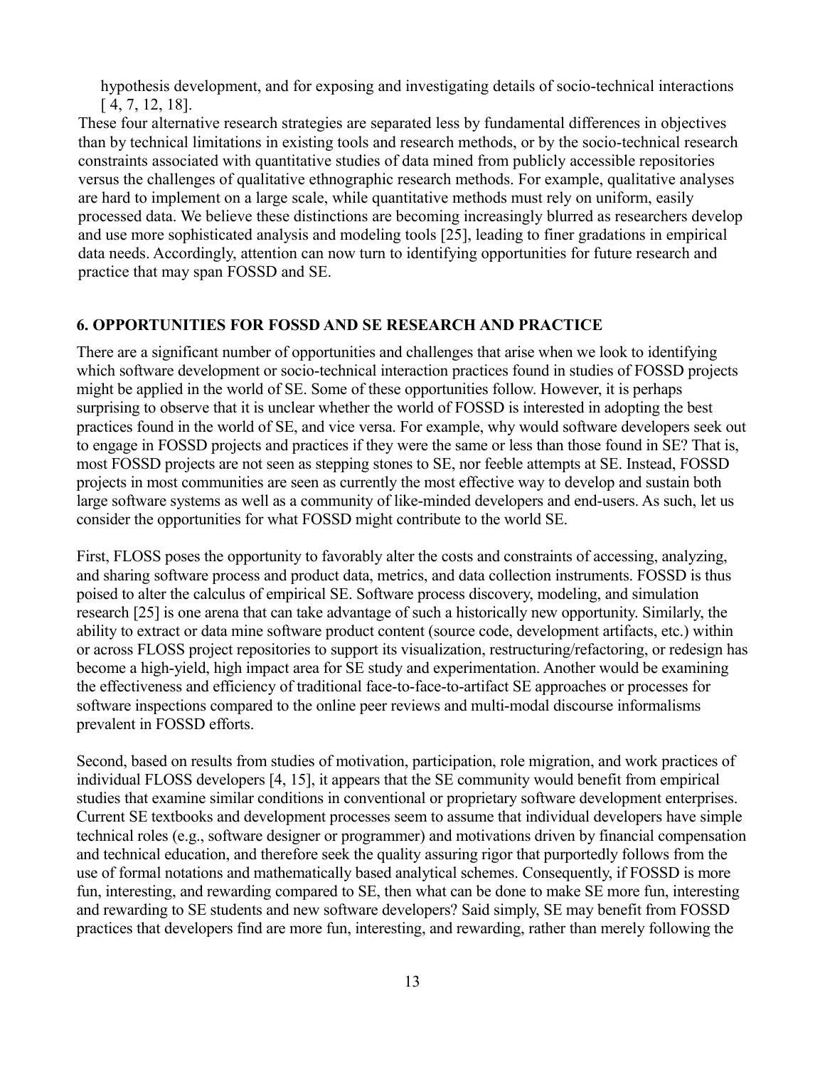hypothesis development, and for exposing and investigating details of socio-technical interactions [ 4, 7, 12, 18].

These four alternative research strategies are separated less by fundamental differences in objectives than by technical limitations in existing tools and research methods, or by the socio-technical research constraints associated with quantitative studies of data mined from publicly accessible repositories versus the challenges of qualitative ethnographic research methods. For example, qualitative analyses are hard to implement on a large scale, while quantitative methods must rely on uniform, easily processed data. We believe these distinctions are becoming increasingly blurred as researchers develop and use more sophisticated analysis and modeling tools [25], leading to finer gradations in empirical data needs. Accordingly, attention can now turn to identifying opportunities for future research and practice that may span FOSSD and SE.

## 6. OPPORTUNITIES FOR FOSSD AND SE RESEARCH AND PRACTICE

There are a significant number of opportunities and challenges that arise when we look to identifying which software development or socio-technical interaction practices found in studies of FOSSD projects might be applied in the world of SE. Some of these opportunities follow. However, it is perhaps surprising to observe that it is unclear whether the world of FOSSD is interested in adopting the best practices found in the world of SE, and vice versa. For example, why would software developers seek out to engage in FOSSD projects and practices if they were the same or less than those found in SE? That is, most FOSSD projects are not seen as stepping stones to SE, nor feeble attempts at SE. Instead, FOSSD projects in most communities are seen as currently the most effective way to develop and sustain both large software systems as well as a community of like-minded developers and end-users. As such, let us consider the opportunities for what FOSSD might contribute to the world SE.

First, FLOSS poses the opportunity to favorably alter the costs and constraints of accessing, analyzing, and sharing software process and product data, metrics, and data collection instruments. FOSSD is thus poised to alter the calculus of empirical SE. Software process discovery, modeling, and simulation research [25] is one arena that can take advantage of such a historically new opportunity. Similarly, the ability to extract or data mine software product content (source code, development artifacts, etc.) within or across FLOSS project repositories to support its visualization, restructuring/refactoring, or redesign has become a high-yield, high impact area for SE study and experimentation. Another would be examining the effectiveness and efficiency of traditional face-to-face-to-artifact SE approaches or processes for software inspections compared to the online peer reviews and multi-modal discourse informalisms prevalent in FOSSD efforts.

Second, based on results from studies of motivation, participation, role migration, and work practices of individual FLOSS developers [4, 15], it appears that the SE community would benefit from empirical studies that examine similar conditions in conventional or proprietary software development enterprises. Current SE textbooks and development processes seem to assume that individual developers have simple technical roles (e.g., software designer or programmer) and motivations driven by financial compensation and technical education, and therefore seek the quality assuring rigor that purportedly follows from the use of formal notations and mathematically based analytical schemes. Consequently, if FOSSD is more fun, interesting, and rewarding compared to SE, then what can be done to make SE more fun, interesting and rewarding to SE students and new software developers? Said simply, SE may benefit from FOSSD practices that developers find are more fun, interesting, and rewarding, rather than merely following the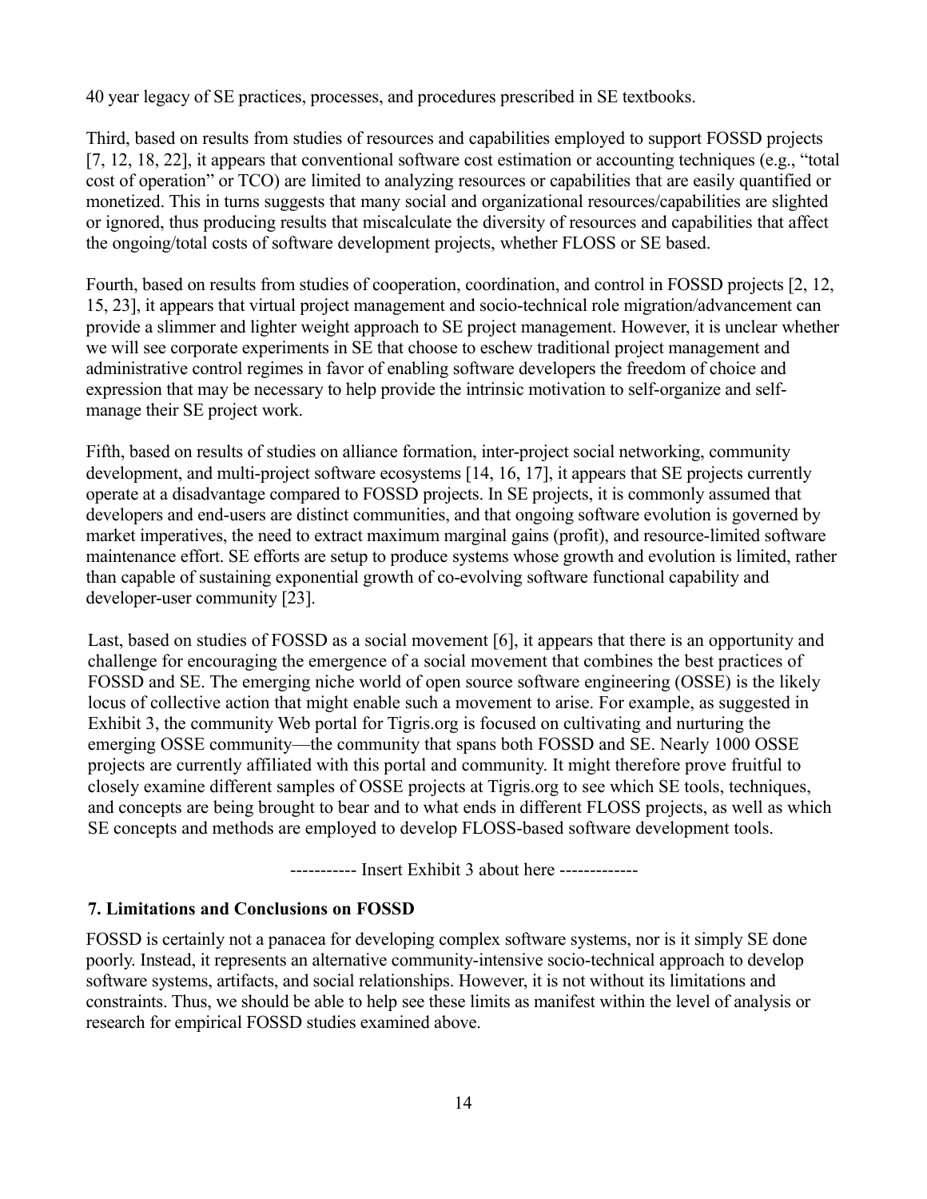40 year legacy of SE practices, processes, and procedures prescribed in SE textbooks.

Third, based on results from studies of resources and capabilities employed to support FOSSD projects [7, 12, 18, 22], it appears that conventional software cost estimation or accounting techniques (e.g., "total cost of operation" or TCO) are limited to analyzing resources or capabilities that are easily quantified or monetized. This in turns suggests that many social and organizational resources/capabilities are slighted or ignored, thus producing results that miscalculate the diversity of resources and capabilities that affect the ongoing/total costs of software development projects, whether FLOSS or SE based.

Fourth, based on results from studies of cooperation, coordination, and control in FOSSD projects [2, 12, 15, 23], it appears that virtual project management and socio-technical role migration/advancement can provide a slimmer and lighter weight approach to SE project management. However, it is unclear whether we will see corporate experiments in SE that choose to eschew traditional project management and administrative control regimes in favor of enabling software developers the freedom of choice and expression that may be necessary to help provide the intrinsic motivation to self-organize and self-manage their SE project work.

Fifth, based on results of studies on alliance formation, inter-project social networking, community development, and multi-project software ecosystems [14, 16, 17], it appears that SE projects currently operate at a disadvantage compared to FOSSD projects. In SE projects, it is commonly assumed that developers and end-users are distinct communities, and that ongoing software evolution is governed by market imperatives, the need to extract maximum marginal gains (profit), and resource-limited software maintenance effort. SE efforts are setup to produce systems whose growth and evolution is limited, rather than capable of sustaining exponential growth of co-evolving software functional capability and developer-user community [23].

Last, based on studies of FOSSD as a social movement [6], it appears that there is an opportunity and challenge for encouraging the emergence of a social movement that combines the best practices of FOSSD and SE. The emerging niche world of open source software engineering (OSSE) is the likely locus of collective action that might enable such a movement to arise. For example, as suggested in Exhibit 3, the community Web portal for Tigris.org is focused on cultivating and nurturing the emerging OSSE community—the community that spans both FOSSD and SE. Nearly 1000 OSSE projects are currently affiliated with this portal and community. It might therefore prove fruitful to closely examine different samples of OSSE projects at Tigris.org to see which SE tools, techniques, and concepts are being brought to bear and to what ends in different FLOSS projects, as well as which SE concepts and methods are employed to develop FLOSS-based software development tools.

----------- Insert Exhibit 3 about here -------------

## 7. Limitations and Conclusions on FOSSD

FOSSD is certainly not a panacea for developing complex software systems, nor is it simply SE done poorly. Instead, it represents an alternative community-intensive socio-technical approach to develop software systems, artifacts, and social relationships. However, it is not without its limitations and constraints. Thus, we should be able to help see these limits as manifest within the level of analysis or research for empirical FOSSD studies examined above.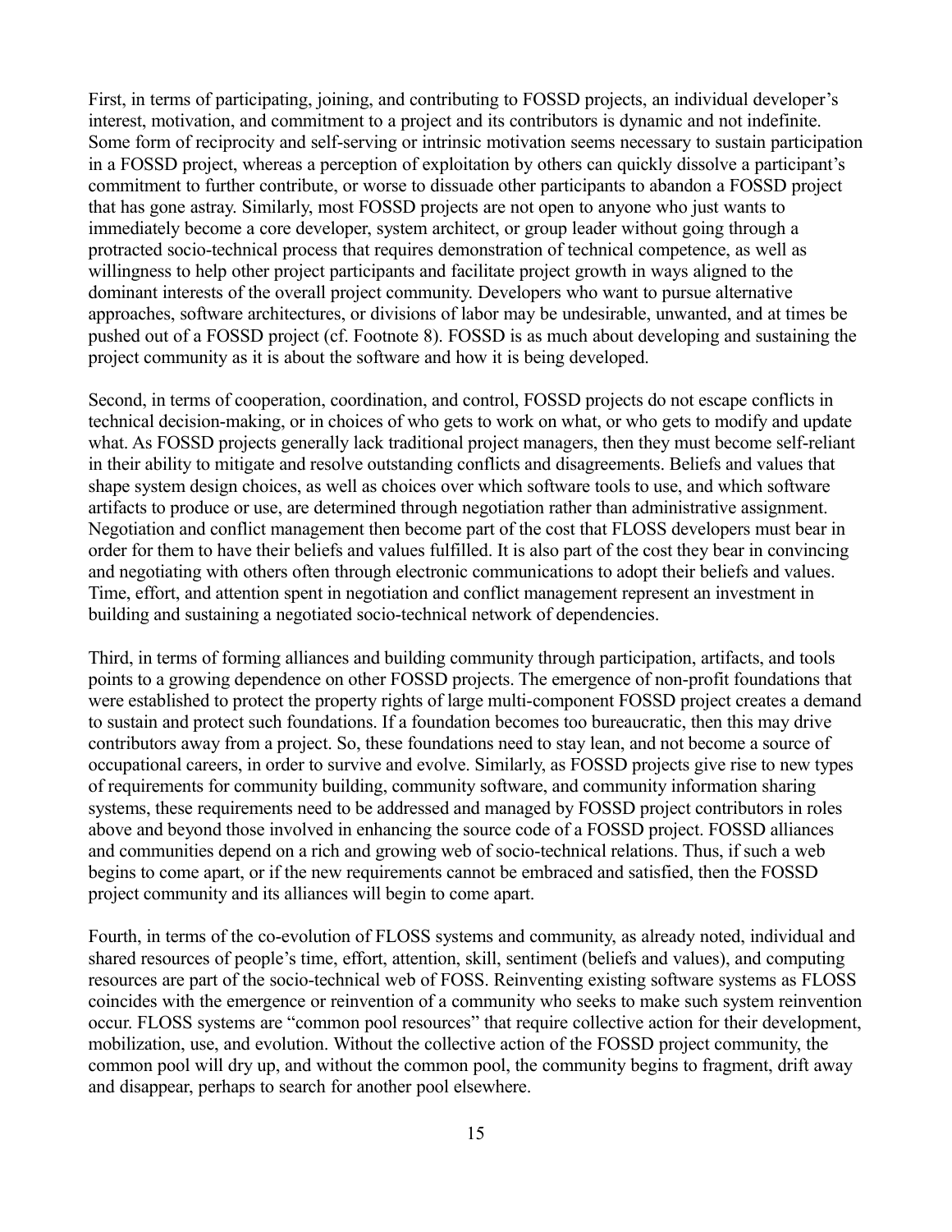First, in terms of participating, joining, and contributing to FOSSD projects, an individual developer's interest, motivation, and commitment to a project and its contributors is dynamic and not indefinite. Some form of reciprocity and self-serving or intrinsic motivation seems necessary to sustain participation in a FOSSD project, whereas a perception of exploitation by others can quickly dissolve a participant's commitment to further contribute, or worse to dissuade other participants to abandon a FOSSD project that has gone astray. Similarly, most FOSSD projects are not open to anyone who just wants to immediately become a core developer, system architect, or group leader without going through a protracted socio-technical process that requires demonstration of technical competence, as well as willingness to help other project participants and facilitate project growth in ways aligned to the dominant interests of the overall project community. Developers who want to pursue alternative approaches, software architectures, or divisions of labor may be undesirable, unwanted, and at times be pushed out of a FOSSD project (cf. Footnote 8). FOSSD is as much about developing and sustaining the project community as it is about the software and how it is being developed.

Second, in terms of cooperation, coordination, and control, FOSSD projects do not escape conflicts in technical decision-making, or in choices of who gets to work on what, or who gets to modify and update what. As FOSSD projects generally lack traditional project managers, then they must become self-reliant in their ability to mitigate and resolve outstanding conflicts and disagreements. Beliefs and values that shape system design choices, as well as choices over which software tools to use, and which software artifacts to produce or use, are determined through negotiation rather than administrative assignment. Negotiation and conflict management then become part of the cost that FLOSS developers must bear in order for them to have their beliefs and values fulfilled. It is also part of the cost they bear in convincing and negotiating with others often through electronic communications to adopt their beliefs and values. Time, effort, and attention spent in negotiation and conflict management represent an investment in building and sustaining a negotiated socio-technical network of dependencies.

Third, in terms of forming alliances and building community through participation, artifacts, and tools points to a growing dependence on other FOSSD projects. The emergence of non-profit foundations that were established to protect the property rights of large multi-component FOSSD project creates a demand to sustain and protect such foundations. If a foundation becomes too bureaucratic, then this may drive contributors away from a project. So, these foundations need to stay lean, and not become a source of occupational careers, in order to survive and evolve. Similarly, as FOSSD projects give rise to new types of requirements for community building, community software, and community information sharing systems, these requirements need to be addressed and managed by FOSSD project contributors in roles above and beyond those involved in enhancing the source code of a FOSSD project. FOSSD alliances and communities depend on a rich and growing web of socio-technical relations. Thus, if such a web begins to come apart, or if the new requirements cannot be embraced and satisfied, then the FOSSD project community and its alliances will begin to come apart.

Fourth, in terms of the co-evolution of FLOSS systems and community, as already noted, individual and shared resources of people's time, effort, attention, skill, sentiment (beliefs and values), and computing resources are part of the socio-technical web of FOSS. Reinventing existing software systems as FLOSS coincides with the emergence or reinvention of a community who seeks to make such system reinvention occur. FLOSS systems are "common pool resources" that require collective action for their development, mobilization, use, and evolution. Without the collective action of the FOSSD project community, the common pool will dry up, and without the common pool, the community begins to fragment, drift away and disappear, perhaps to search for another pool elsewhere.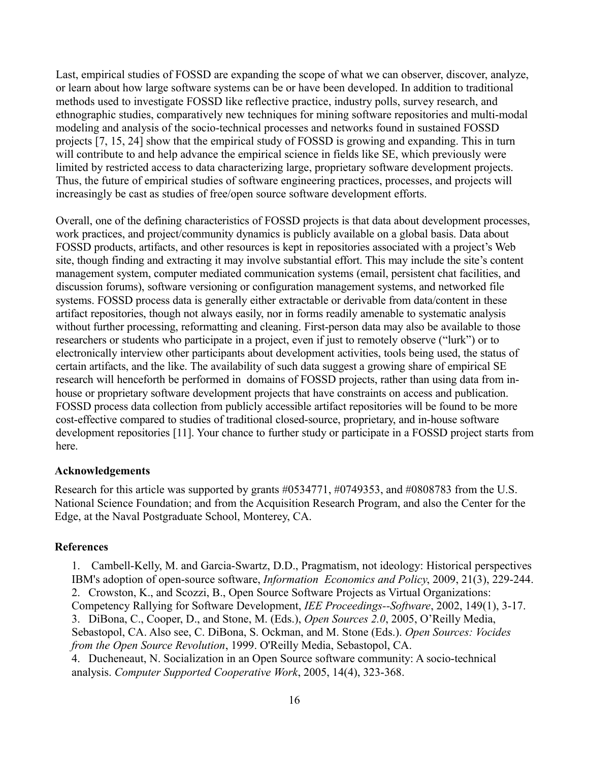Last, empirical studies of FOSSD are expanding the scope of what we can observer, discover, analyze, or learn about how large software systems can be or have been developed. In addition to traditional methods used to investigate FOSSD like reflective practice, industry polls, survey research, and ethnographic studies, comparatively new techniques for mining software repositories and multi-modal modeling and analysis of the socio-technical processes and networks found in sustained FOSSD projects [7, 15, 24] show that the empirical study of FOSSD is growing and expanding. This in turn will contribute to and help advance the empirical science in fields like SE, which previously were limited by restricted access to data characterizing large, proprietary software development projects. Thus, the future of empirical studies of software engineering practices, processes, and projects will increasingly be cast as studies of free/open source software development efforts.

Overall, one of the defining characteristics of FOSSD projects is that data about development processes, work practices, and project/community dynamics is publicly available on a global basis. Data about FOSSD products, artifacts, and other resources is kept in repositories associated with a project's Web site, though finding and extracting it may involve substantial effort. This may include the site's content management system, computer mediated communication systems (email, persistent chat facilities, and discussion forums), software versioning or configuration management systems, and networked file systems. FOSSD process data is generally either extractable or derivable from data/content in these artifact repositories, though not always easily, nor in forms readily amenable to systematic analysis without further processing, reformatting and cleaning. First-person data may also be available to those researchers or students who participate in a project, even if just to remotely observe ("lurk") or to electronically interview other participants about development activities, tools being used, the status of certain artifacts, and the like. The availability of such data suggest a growing share of empirical SE research will henceforth be performed in domains of FOSSD projects, rather than using data from in-house or proprietary software development projects that have constraints on access and publication. FOSSD process data collection from publicly accessible artifact repositories will be found to be more cost-effective compared to studies of traditional closed-source, proprietary, and in-house software development repositories [11]. Your chance to further study or participate in a FOSSD project starts from here.

## Acknowledgements

Research for this article was supported by grants #0534771, #0749353, and #0808783 from the U.S. National Science Foundation; and from the Acquisition Research Program, and also the Center for the Edge, at the Naval Postgraduate School, Monterey, CA.

## References

1. Cambell-Kelly, M. and Garcia-Swartz, D.D., Pragmatism, not ideology: Historical perspectives IBM's adoption of open-source software, *Information Economics and Policy*, 2009, 21(3), 229-244.
2. Crowston, K., and Scozzi, B., Open Source Software Projects as Virtual Organizations: Competency Rallying for Software Development, *IEE Proceedings--Software*, 2002, 149(1), 3-17.
3. DiBona, C., Cooper, D., and Stone, M. (Eds.), *Open Sources 2.0*, 2005, O'Reilly Media, Sebastopol, CA. Also see, C. DiBona, S. Ockman, and M. Stone (Eds.). *Open Sources: Vocides from the Open Source Revolution*, 1999. O'Reilly Media, Sebastopol, CA.
4. Ducheneaut, N. Socialization in an Open Source software community: A socio-technical analysis. *Computer Supported Cooperative Work*, 2005, 14(4), 323-368.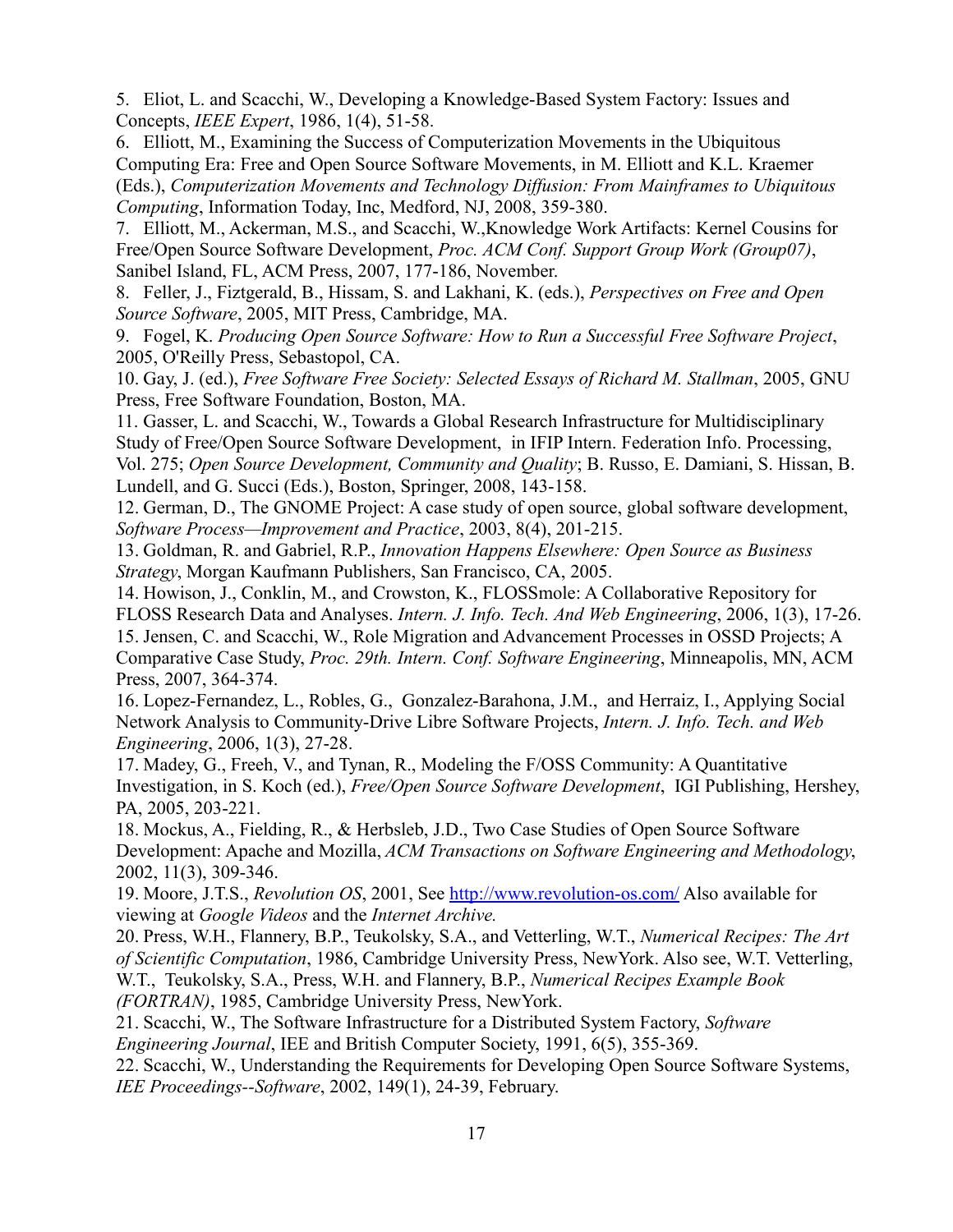5. Eliot, L. and Scacchi, W., Developing a Knowledge-Based System Factory: Issues and Concepts, *IEEE Expert*, 1986, 1(4), 51-58.

6. Elliott, M., Examining the Success of Computerization Movements in the Ubiquitous Computing Era: Free and Open Source Software Movements, in M. Elliott and K.L. Kraemer (Eds.), *Computerization Movements and Technology Diffusion: From Mainframes to Ubiquitous Computing*, Information Today, Inc, Medford, NJ, 2008, 359-380.

7. Elliott, M., Ackerman, M.S., and Scacchi, W.,Knowledge Work Artifacts: Kernel Cousins for Free/Open Source Software Development, *Proc. ACM Conf. Support Group Work (Group07)*, Sanibel Island, FL, ACM Press, 2007, 177-186, November.

8. Feller, J., Fiztgerald, B., Hissam, S. and Lakhani, K. (eds.), *Perspectives on Free and Open Source Software*, 2005, MIT Press, Cambridge, MA.

9. Fogel, K. *Producing Open Source Software: How to Run a Successful Free Software Project*, 2005, O'Reilly Press, Sebastopol, CA.

10. Gay, J. (ed.), *Free Software Free Society: Selected Essays of Richard M. Stallman*, 2005, GNU Press, Free Software Foundation, Boston, MA.

11. Gasser, L. and Scacchi, W., Towards a Global Research Infrastructure for Multidisciplinary Study of Free/Open Source Software Development, in IFIP Intern. Federation Info. Processing, Vol. 275; *Open Source Development, Community and Quality*; B. Russo, E. Damiani, S. Hissan, B. Lundell, and G. Succi (Eds.), Boston, Springer, 2008, 143-158.

12. German, D., The GNOME Project: A case study of open source, global software development, *Software Process—Improvement and Practice*, 2003, 8(4), 201-215.

13. Goldman, R. and Gabriel, R.P., *Innovation Happens Elsewhere: Open Source as Business Strategy*, Morgan Kaufmann Publishers, San Francisco, CA, 2005.

14. Howison, J., Conklin, M., and Crowston, K., FLOSSmole: A Collaborative Repository for FLOSS Research Data and Analyses. *Intern. J. Info. Tech. And Web Engineering*, 2006, 1(3), 17-26.

15. Jensen, C. and Scacchi, W., Role Migration and Advancement Processes in OSSD Projects; A Comparative Case Study, *Proc. 29th. Intern. Conf. Software Engineering*, Minneapolis, MN, ACM Press, 2007, 364-374.

16. Lopez-Fernandez, L., Robles, G., Gonzalez-Barahona, J.M., and Herraiz, I., Applying Social Network Analysis to Community-Drive Libre Software Projects, *Intern. J. Info. Tech. and Web Engineering*, 2006, 1(3), 27-28.

17. Madey, G., Freeh, V., and Tynan, R., Modeling the F/OSS Community: A Quantitative Investigation, in S. Koch (ed.), *Free/Open Source Software Development*, IGI Publishing, Hershey, PA, 2005, 203-221.

18. Mockus, A., Fielding, R., & Herbsleb, J.D., Two Case Studies of Open Source Software Development: Apache and Mozilla, *ACM Transactions on Software Engineering and Methodology*, 2002, 11(3), 309-346.

19. Moore, J.T.S., *Revolution OS*, 2001, See http://www.revolution-os.com/ Also available for viewing at *Google Videos* and the *Internet Archive.*

20. Press, W.H., Flannery, B.P., Teukolsky, S.A., and Vetterling, W.T., *Numerical Recipes: The Art of Scientific Computation*, 1986, Cambridge University Press, NewYork. Also see, W.T. Vetterling, W.T., Teukolsky, S.A., Press, W.H. and Flannery, B.P., *Numerical Recipes Example Book (FORTRAN)*, 1985, Cambridge University Press, NewYork.

21. Scacchi, W., The Software Infrastructure for a Distributed System Factory, *Software Engineering Journal*, IEE and British Computer Society, 1991, 6(5), 355-369.

22. Scacchi, W., Understanding the Requirements for Developing Open Source Software Systems, *IEE Proceedings--Software*, 2002, 149(1), 24-39, February.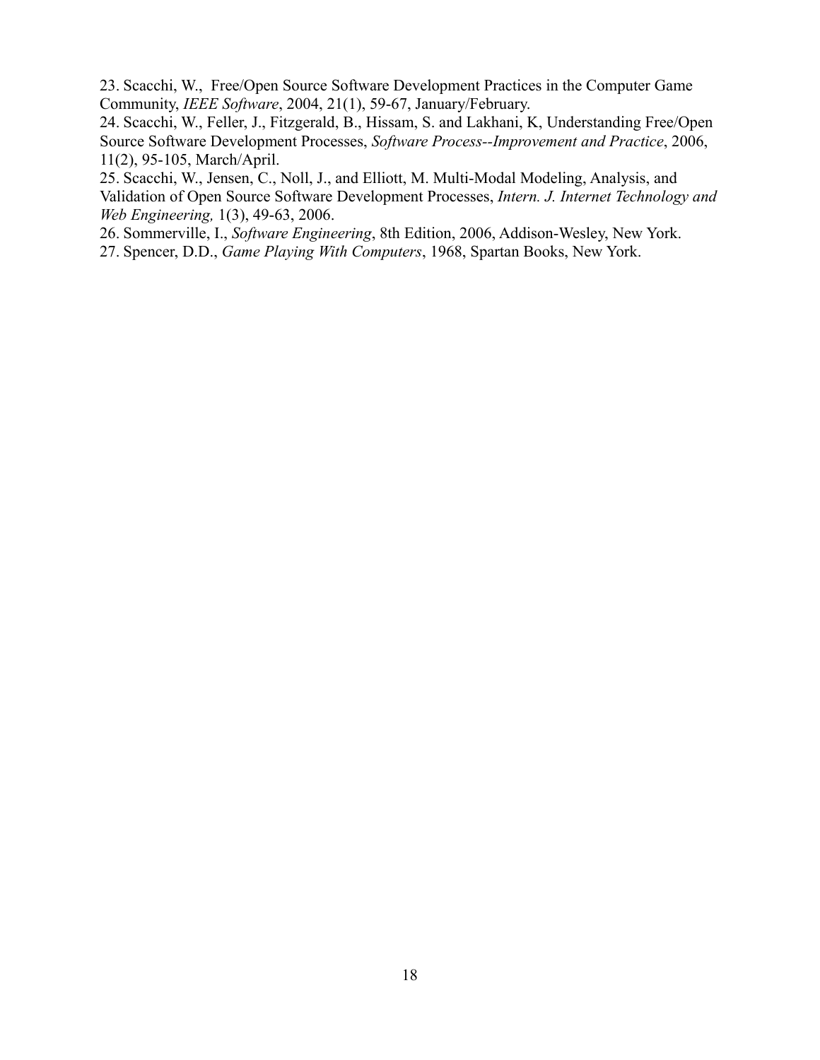23. Scacchi, W.,  Free/Open Source Software Development Practices in the Computer Game Community, *IEEE Software*, 2004, 21(1), 59-67, January/February.

24. Scacchi, W., Feller, J., Fitzgerald, B., Hissam, S. and Lakhani, K, Understanding Free/Open Source Software Development Processes, *Software Process--Improvement and Practice*, 2006, 11(2), 95-105, March/April.

25. Scacchi, W., Jensen, C., Noll, J., and Elliott, M. Multi-Modal Modeling, Analysis, and Validation of Open Source Software Development Processes, *Intern. J. Internet Technology and Web Engineering,* 1(3), 49-63, 2006.

26. Sommerville, I., *Software Engineering*, 8th Edition, 2006, Addison-Wesley, New York.

27. Spencer, D.D., *Game Playing With Computers*, 1968, Spartan Books, New York.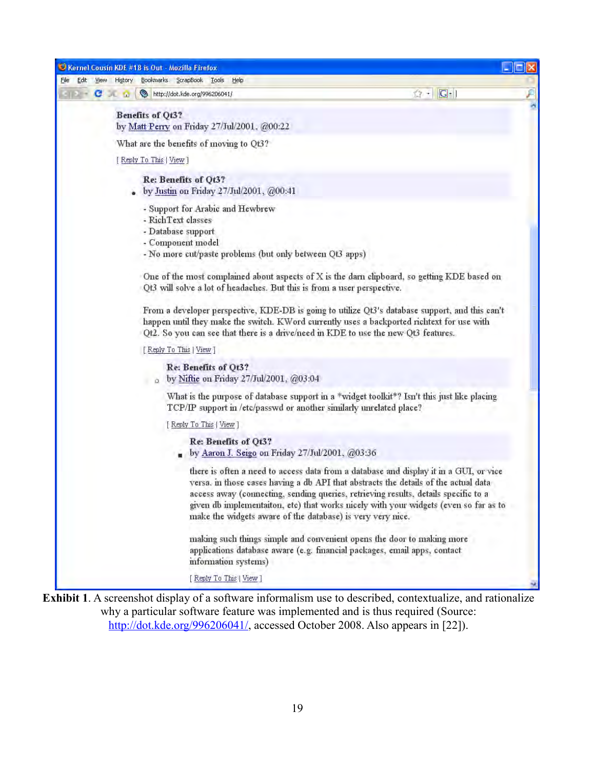Kernel Cousin KDE #18 is Out - Mozilla Firefox

File Edit View History Bookmarks ScrapBook Tools Help

http://dot.kde.org/996206041/

**Benefits of Qt3?**
by Matt Perry on Friday 27/Jul/2001, @00:22

What are the benefits of moving to Qt3?

[ Reply To This | View ]

> **Re: Benefits of Qt3?**
> by Justin on Friday 27/Jul/2001, @00:41
>
> - Support for Arabic and Hewbrew
> - RichText classes
> - Database support
> - Component model
> - No more cut/paste problems (but only between Qt3 apps)
>
> One of the most complained about aspects of X is the darn clipboard, so getting KDE based on Qt3 will solve a lot of headaches. But this is from a user perspective.
>
> From a developer perspective, KDE-DB is going to utilize Qt3's database support, and this can't happen until they make the switch. KWord currently uses a backported richtext for use with Qt2. So you can see that there is a drive/need in KDE to use the new Qt3 features.
>
> [ Reply To This | View ]
>
> > **Re: Benefits of Qt3?**
> > by Niftie on Friday 27/Jul/2001, @03:04
> >
> > What is the purpose of database support in a *widget toolkit*? Isn't this just like placing TCP/IP support in /etc/passwd or another similarly unrelated place?
> >
> > [ Reply To This | View ]
> >
> > > **Re: Benefits of Qt3?**
> > > by Aaron J. Seigo on Friday 27/Jul/2001, @03:36
> > >
> > > there is often a need to access data from a database and display it in a GUI, or vice versa. in those cases having a db API that abstracts the details of the actual data access away (connecting, sending queries, retrieving results, details specific to a given db implementaiton, etc) that works nicely with your widgets (even so far as to make the widgets aware of the database) is very very nice.
> > >
> > > making such things simple and convenient opens the door to making more applications database aware (e.g. financial packages, email apps, contact information systems)
> > >
> > > [ Reply To This | View ]

**Exhibit 1**. A screenshot display of a software informalism use to described, contextualize, and rationalize why a particular software feature was implemented and is thus required (Source: http://dot.kde.org/996206041/, accessed October 2008. Also appears in [22]).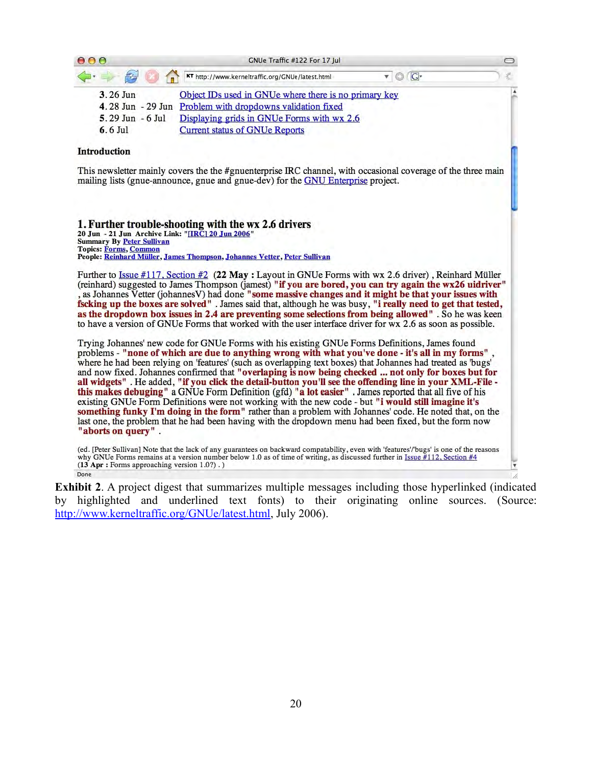GNUe Traffic #122 For 17 Jul

http://www.kerneltraffic.org/GNUe/latest.html

3. 26 Jun — Object IDs used in GNUe where there is no primary key
4. 28 Jun - 29 Jun — Problem with dropdowns validation fixed
5. 29 Jun - 6 Jul — Displaying grids in GNUe Forms with wx 2.6
6. 6 Jul — Current status of GNUe Reports

**Introduction**

This newsletter mainly covers the the #gnuenterprise IRC channel, with occasional coverage of the three main mailing lists (gnue-announce, gnue and gnue-dev) for the GNU Enterprise project.

**1. Further trouble-shooting with the wx 2.6 drivers**

**20 Jun - 21 Jun Archive Link:** "[IRC] 20 Jun 2006"
**Summary By** Peter Sullivan
**Topics:** Forms, Common
**People:** Reinhard Müller, James Thompson, Johannes Vetter, Peter Sullivan

Further to Issue #117, Section #2 (**22 May :** Layout in GNUe Forms with wx 2.6 driver) , Reinhard Müller (reinhard) suggested to James Thompson (jamest) **"if you are bored, you can try again the wx26 uidriver"** , as Johannes Vetter (johannesV) had done **"some massive changes and it might be that your issues with fscking up the boxes are solved"** . James said that, although he was busy, **"i really need to get that tested, as the dropdown box issues in 2.4 are preventing some selections from being allowed"** . So he was keen to have a version of GNUe Forms that worked with the user interface driver for wx 2.6 as soon as possible.

Trying Johannes' new code for GNUe Forms with his existing GNUe Forms Definitions, James found problems - **"none of which are due to anything wrong with what you've done - it's all in my forms"** , where he had been relying on 'features' (such as overlapping text boxes) that Johannes had treated as 'bugs' and now fixed. Johannes confirmed that **"overlaping is now being checked ... not only for boxes but for all widgets"** . He added, **"if you click the detail-button you'll see the offending line in your XML-File - this makes debuging"** a GNUe Form Definition (gfd) **"a lot easier"** . James reported that all five of his existing GNUe Form Definitions were not working with the new code - but **"i would still imagine it's something funky I'm doing in the form"** rather than a problem with Johannes' code. He noted that, on the last one, the problem that he had been having with the dropdown menu had been fixed, but the form now **"aborts on query"** .

(ed. [Peter Sullivan] Note that the lack of any guarantees on backward compatability, even with 'features'/'bugs' is one of the reasons why GNUe Forms remains at a version number below 1.0 as of time of writing, as discussed further in Issue #112, Section #4 (**13 Apr :** Forms approaching version 1.0?) . )

Done

**Exhibit 2**. A project digest that summarizes multiple messages including those hyperlinked (indicated by highlighted and underlined text fonts) to their originating online sources. (Source: http://www.kerneltraffic.org/GNUe/latest.html, July 2006).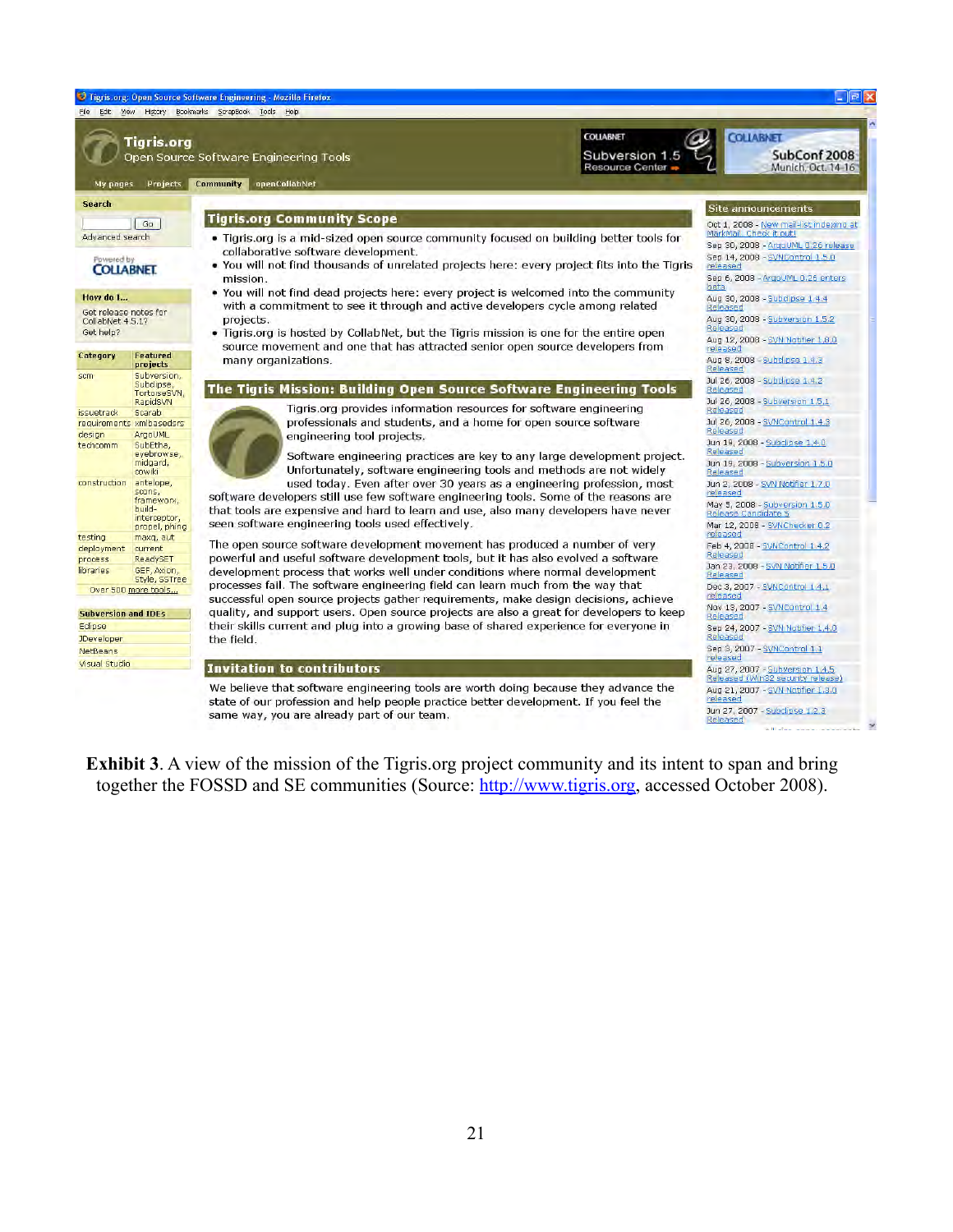**Tigris.org**
Open Source Software Engineering Tools

My pages | Projects | Community | openCollabNet

## Tigris.org Community Scope

- Tigris.org is a mid-sized open source community focused on building better tools for collaborative software development.
- You will not find thousands of unrelated projects here: every project fits into the Tigris mission.
- You will not find dead projects here: every project is welcomed into the community with a commitment to see it through and active developers cycle among related projects.
- Tigris.org is hosted by CollabNet, but the Tigris mission is one for the entire open source movement and one that has attracted senior open source developers from many organizations.

## The Tigris Mission: Building Open Source Software Engineering Tools

Tigris.org provides information resources for software engineering professionals and students, and a home for open source software engineering tool projects.

Software engineering practices are key to any large development project. Unfortunately, software engineering tools and methods are not widely used today. Even after over 30 years as a engineering profession, most software developers still use few software engineering tools. Some of the reasons are that tools are expensive and hard to learn and use, also many developers have never seen software engineering tools used effectively.

The open source software development movement has produced a number of very powerful and useful software development tools, but it has also evolved a software development process that works well under conditions where normal development processes fail. The software engineering field can learn much from the way that successful open source projects gather requirements, make design decisions, achieve quality, and support users. Open source projects are also a great for developers to keep their skills current and plug into a growing base of shared experience for everyone in the field.

## Invitation to contributors

We believe that software engineering tools are worth doing because they advance the state of our profession and help people practice better development. If you feel the same way, you are already part of our team.

**Exhibit 3**. A view of the mission of the Tigris.org project community and its intent to span and bring together the FOSSD and SE communities (Source: http://www.tigris.org, accessed October 2008).